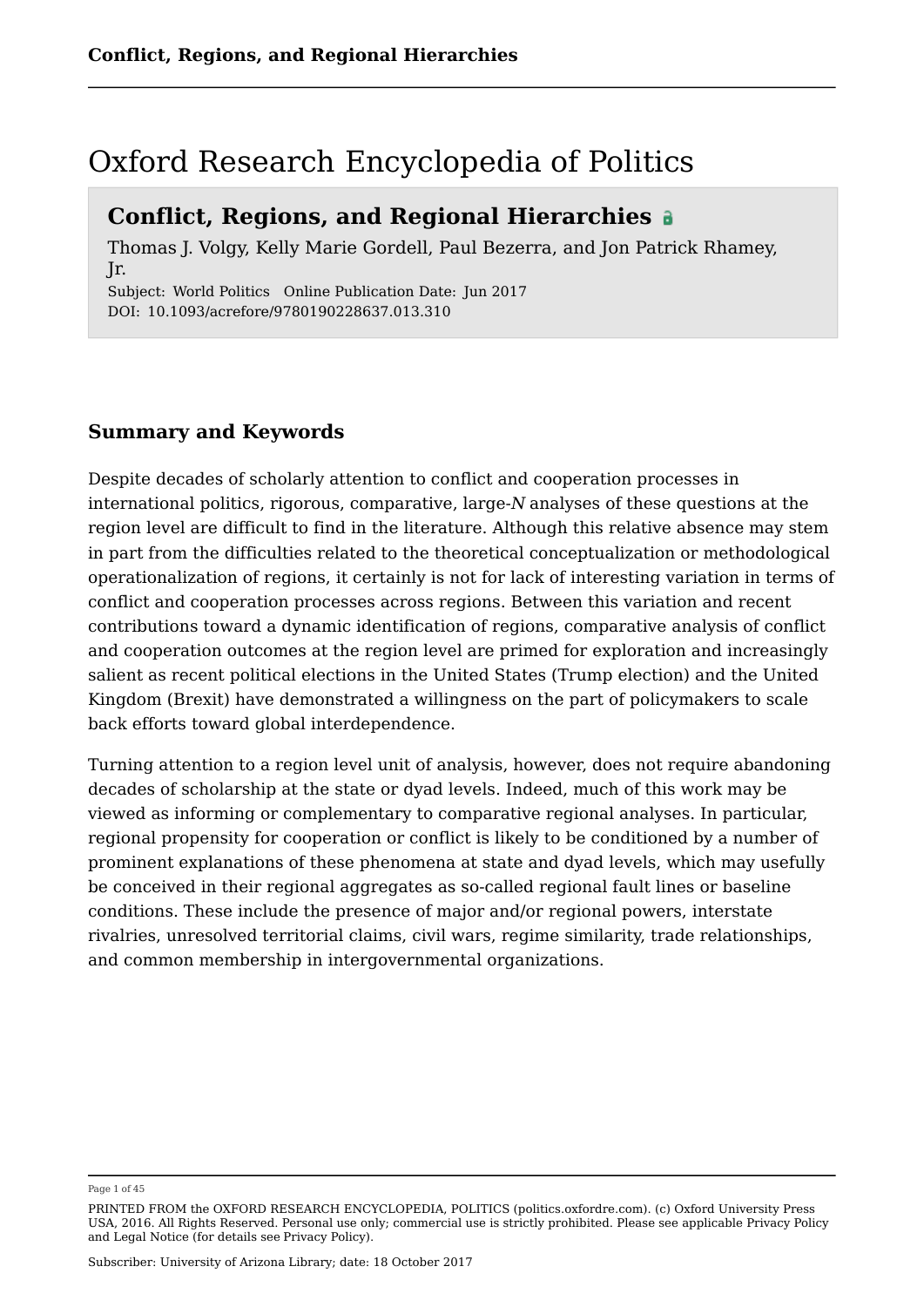# Oxford Research Encyclopedia of Politics

## Conflict, Regions, and Regional Hierarchies

Thomas J. Volgy, Kelly Marie Gordell, Paul Bezerra, and Jon Patrick Rhamey, Jr.

Subject: World Politics Online Publication Date: Jun 2017

DOI: 10.1093/acrefore/9780190228637.013.310

## Summary and Keywords

Despite decades of scholarly attention to conflict and cooperation processes in international politics, rigorous, comparative, large-*N* analyses of these questions at the region level are difficult to find in the literature. Although this relative absence may stem in part from the difficulties related to the theoretical conceptualization or methodological operationalization of regions, it certainly is not for lack of interesting variation in terms of conflict and cooperation processes across regions. Between this variation and recent contributions toward a dynamic identification of regions, comparative analysis of conflict and cooperation outcomes at the region level are primed for exploration and increasingly salient as recent political elections in the United States (Trump election) and the United Kingdom (Brexit) have demonstrated a willingness on the part of policymakers to scale back efforts toward global interdependence.

Turning attention to a region level unit of analysis, however, does not require abandoning decades of scholarship at the state or dyad levels. Indeed, much of this work may be viewed as informing or complementary to comparative regional analyses. In particular, regional propensity for cooperation or conflict is likely to be conditioned by a number of prominent explanations of these phenomena at state and dyad levels, which may usefully be conceived in their regional aggregates as so-called regional fault lines or baseline conditions. These include the presence of major and/or regional powers, interstate rivalries, unresolved territorial claims, civil wars, regime similarity, trade relationships, and common membership in intergovernmental organizations.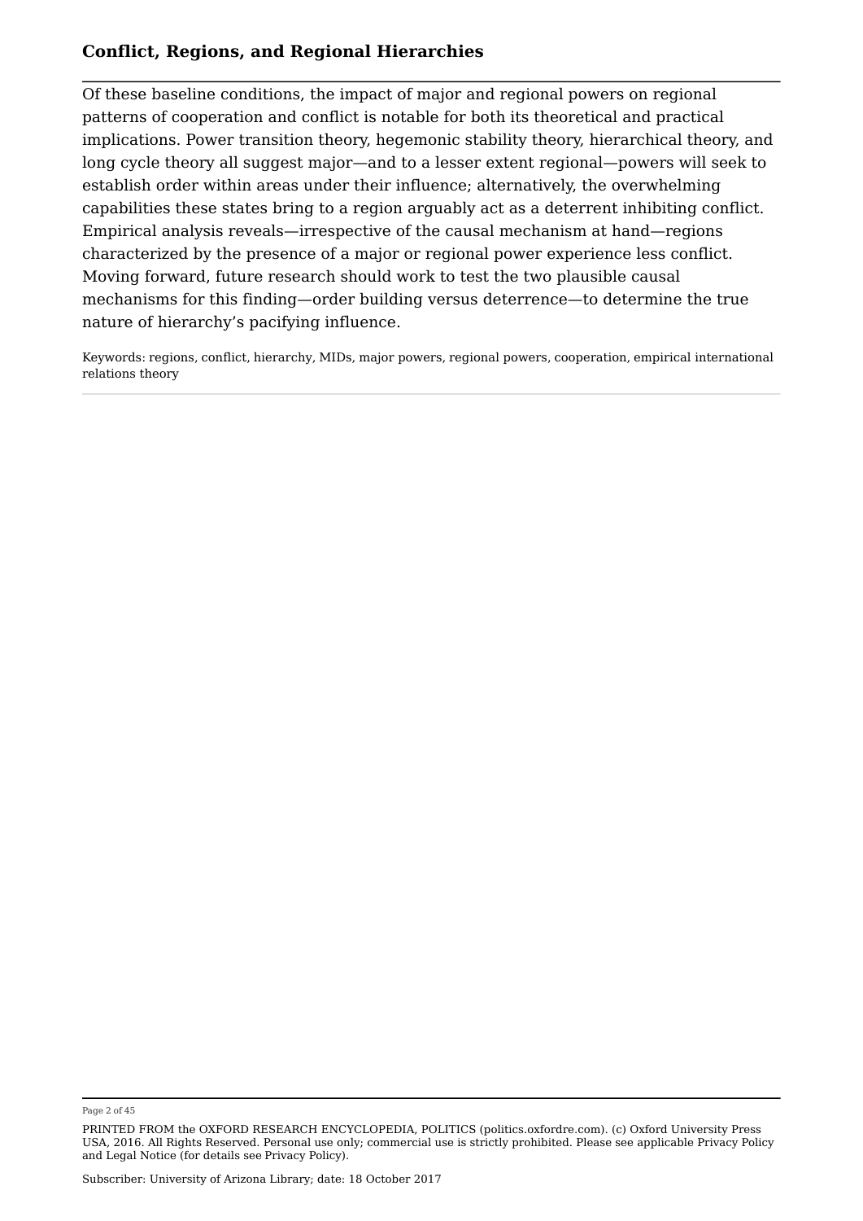Of these baseline conditions, the impact of major and regional powers on regional patterns of cooperation and conflict is notable for both its theoretical and practical implications. Power transition theory, hegemonic stability theory, hierarchical theory, and long cycle theory all suggest major—and to a lesser extent regional—powers will seek to establish order within areas under their influence; alternatively, the overwhelming capabilities these states bring to a region arguably act as a deterrent inhibiting conflict. Empirical analysis reveals—irrespective of the causal mechanism at hand—regions characterized by the presence of a major or regional power experience less conflict. Moving forward, future research should work to test the two plausible causal mechanisms for this finding—order building versus deterrence—to determine the true nature of hierarchy's pacifying influence.

Keywords: regions, conflict, hierarchy, MIDs, major powers, regional powers, cooperation, empirical international relations theory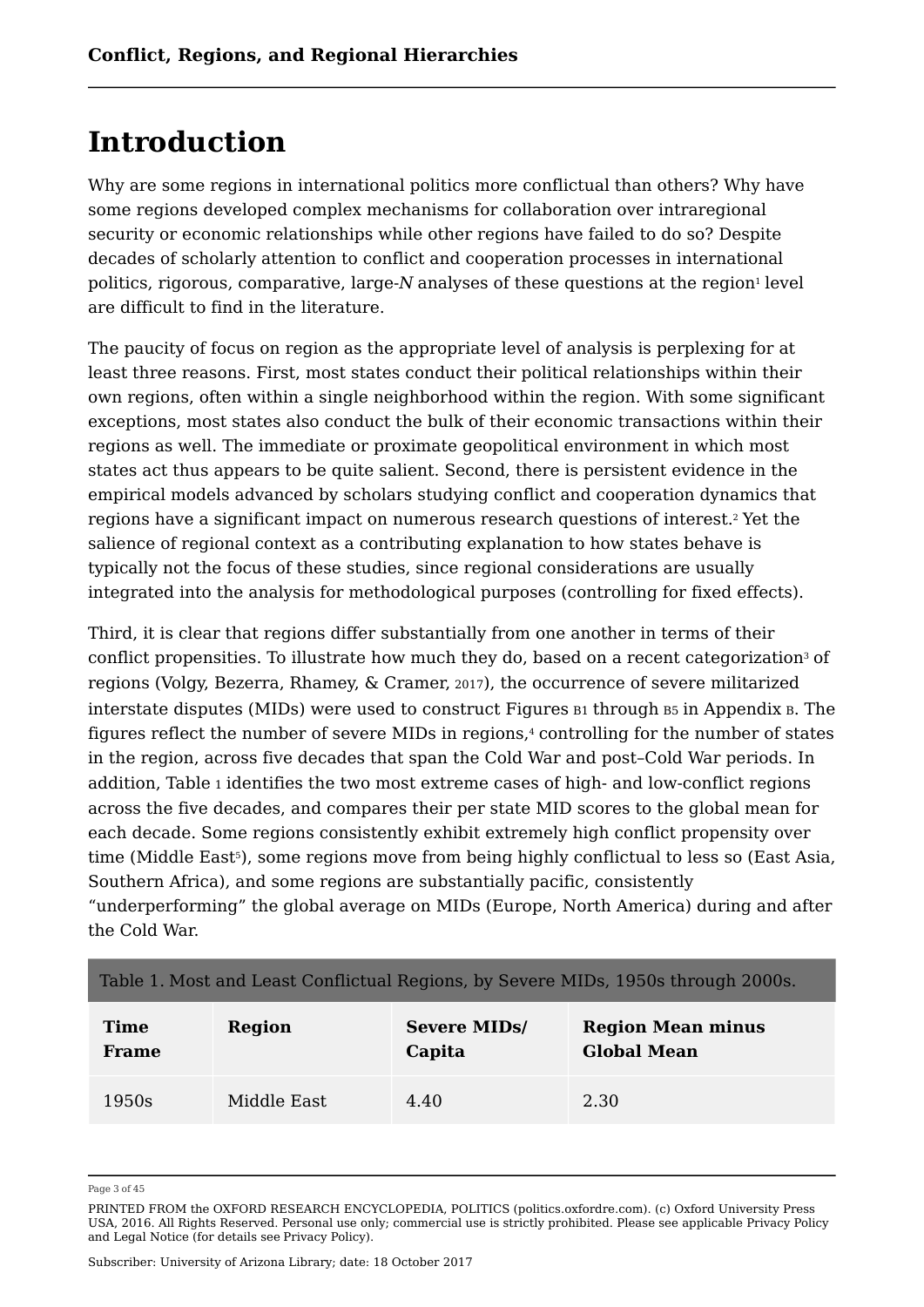# Introduction

Why are some regions in international politics more conflictual than others? Why have some regions developed complex mechanisms for collaboration over intraregional security or economic relationships while other regions have failed to do so? Despite decades of scholarly attention to conflict and cooperation processes in international politics, rigorous, comparative, large-*N* analyses of these questions at the region[1] level are difficult to find in the literature.

The paucity of focus on region as the appropriate level of analysis is perplexing for at least three reasons. First, most states conduct their political relationships within their own regions, often within a single neighborhood within the region. With some significant exceptions, most states also conduct the bulk of their economic transactions within their regions as well. The immediate or proximate geopolitical environment in which most states act thus appears to be quite salient. Second, there is persistent evidence in the empirical models advanced by scholars studying conflict and cooperation dynamics that regions have a significant impact on numerous research questions of interest.[2] Yet the salience of regional context as a contributing explanation to how states behave is typically not the focus of these studies, since regional considerations are usually integrated into the analysis for methodological purposes (controlling for fixed effects).

Third, it is clear that regions differ substantially from one another in terms of their conflict propensities. To illustrate how much they do, based on a recent categorization[3] of regions (Volgy, Bezerra, Rhamey, & Cramer, 2017), the occurrence of severe militarized interstate disputes (MIDs) were used to construct Figures B1 through B5 in Appendix B. The figures reflect the number of severe MIDs in regions,[4] controlling for the number of states in the region, across five decades that span the Cold War and post–Cold War periods. In addition, Table 1 identifies the two most extreme cases of high- and low-conflict regions across the five decades, and compares their per state MID scores to the global mean for each decade. Some regions consistently exhibit extremely high conflict propensity over time (Middle East[5]), some regions move from being highly conflictual to less so (East Asia, Southern Africa), and some regions are substantially pacific, consistently “underperforming” the global average on MIDs (Europe, North America) during and after the Cold War.

Table 1. Most and Least Conflictual Regions, by Severe MIDs, 1950s through 2000s.

| Time Frame | Region | Severe MIDs/ Capita | Region Mean minus Global Mean |
|---|---|---|---|
| 1950s | Middle East | 4.40 | 2.30 |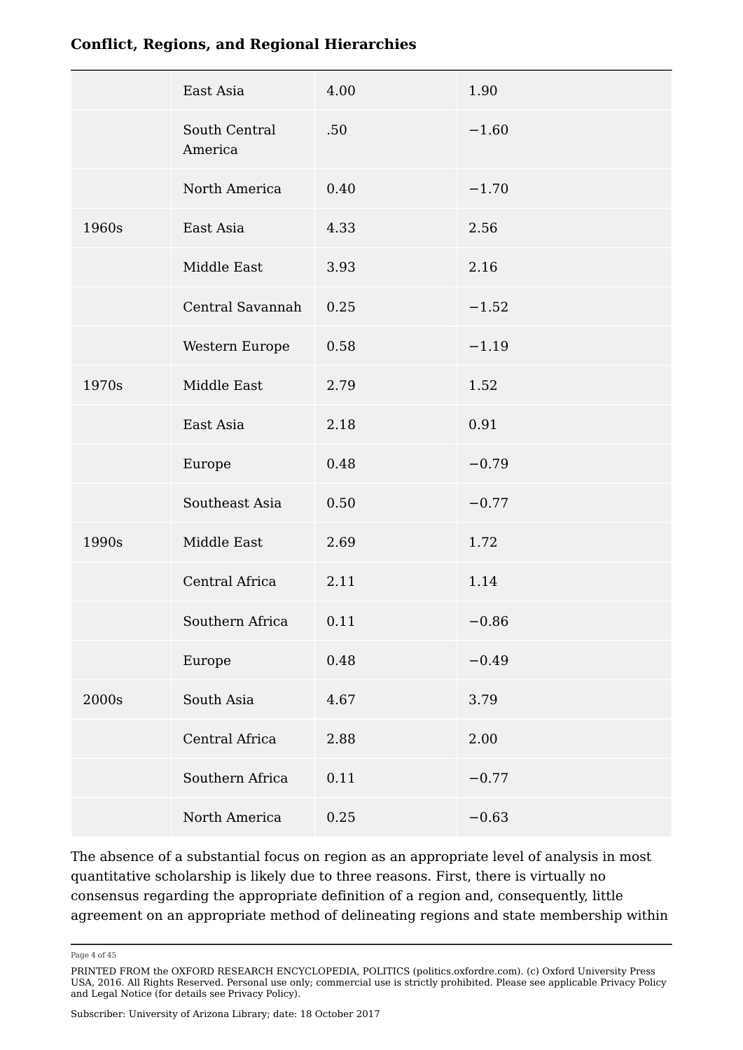|  |  |  |  |
|---|---|---|---|
|  | East Asia | 4.00 | 1.90 |
|  | South Central America | .50 | −1.60 |
|  | North America | 0.40 | −1.70 |
| 1960s | East Asia | 4.33 | 2.56 |
|  | Middle East | 3.93 | 2.16 |
|  | Central Savannah | 0.25 | −1.52 |
|  | Western Europe | 0.58 | −1.19 |
| 1970s | Middle East | 2.79 | 1.52 |
|  | East Asia | 2.18 | 0.91 |
|  | Europe | 0.48 | −0.79 |
|  | Southeast Asia | 0.50 | −0.77 |
| 1990s | Middle East | 2.69 | 1.72 |
|  | Central Africa | 2.11 | 1.14 |
|  | Southern Africa | 0.11 | −0.86 |
|  | Europe | 0.48 | −0.49 |
| 2000s | South Asia | 4.67 | 3.79 |
|  | Central Africa | 2.88 | 2.00 |
|  | Southern Africa | 0.11 | −0.77 |
|  | North America | 0.25 | −0.63 |

The absence of a substantial focus on region as an appropriate level of analysis in most quantitative scholarship is likely due to three reasons. First, there is virtually no consensus regarding the appropriate definition of a region and, consequently, little agreement on an appropriate method of delineating regions and state membership within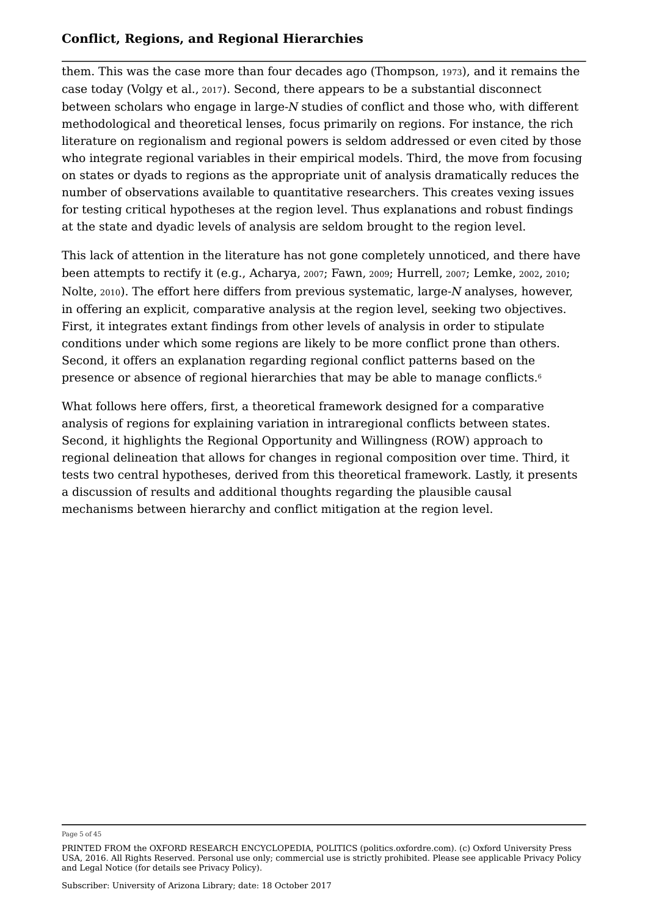them. This was the case more than four decades ago (Thompson, 1973), and it remains the case today (Volgy et al., 2017). Second, there appears to be a substantial disconnect between scholars who engage in large-*N* studies of conflict and those who, with different methodological and theoretical lenses, focus primarily on regions. For instance, the rich literature on regionalism and regional powers is seldom addressed or even cited by those who integrate regional variables in their empirical models. Third, the move from focusing on states or dyads to regions as the appropriate unit of analysis dramatically reduces the number of observations available to quantitative researchers. This creates vexing issues for testing critical hypotheses at the region level. Thus explanations and robust findings at the state and dyadic levels of analysis are seldom brought to the region level.

This lack of attention in the literature has not gone completely unnoticed, and there have been attempts to rectify it (e.g., Acharya, 2007; Fawn, 2009; Hurrell, 2007; Lemke, 2002, 2010; Nolte, 2010). The effort here differs from previous systematic, large-*N* analyses, however, in offering an explicit, comparative analysis at the region level, seeking two objectives. First, it integrates extant findings from other levels of analysis in order to stipulate conditions under which some regions are likely to be more conflict prone than others. Second, it offers an explanation regarding regional conflict patterns based on the presence or absence of regional hierarchies that may be able to manage conflicts.[6]

What follows here offers, first, a theoretical framework designed for a comparative analysis of regions for explaining variation in intraregional conflicts between states. Second, it highlights the Regional Opportunity and Willingness (ROW) approach to regional delineation that allows for changes in regional composition over time. Third, it tests two central hypotheses, derived from this theoretical framework. Lastly, it presents a discussion of results and additional thoughts regarding the plausible causal mechanisms between hierarchy and conflict mitigation at the region level.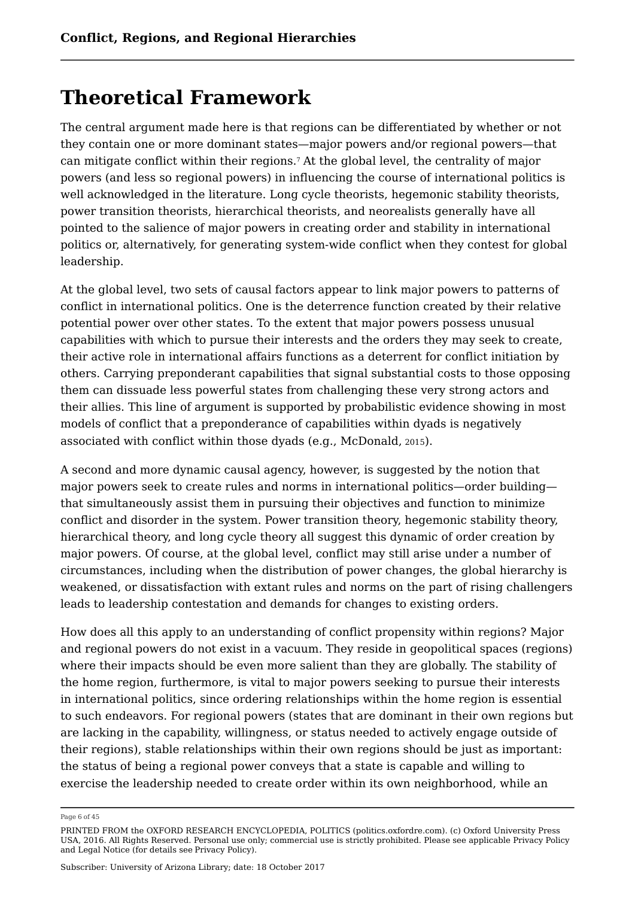# Theoretical Framework

The central argument made here is that regions can be differentiated by whether or not they contain one or more dominant states—major powers and/or regional powers—that can mitigate conflict within their regions.[7] At the global level, the centrality of major powers (and less so regional powers) in influencing the course of international politics is well acknowledged in the literature. Long cycle theorists, hegemonic stability theorists, power transition theorists, hierarchical theorists, and neorealists generally have all pointed to the salience of major powers in creating order and stability in international politics or, alternatively, for generating system-wide conflict when they contest for global leadership.

At the global level, two sets of causal factors appear to link major powers to patterns of conflict in international politics. One is the deterrence function created by their relative potential power over other states. To the extent that major powers possess unusual capabilities with which to pursue their interests and the orders they may seek to create, their active role in international affairs functions as a deterrent for conflict initiation by others. Carrying preponderant capabilities that signal substantial costs to those opposing them can dissuade less powerful states from challenging these very strong actors and their allies. This line of argument is supported by probabilistic evidence showing in most models of conflict that a preponderance of capabilities within dyads is negatively associated with conflict within those dyads (e.g., McDonald, 2015).

A second and more dynamic causal agency, however, is suggested by the notion that major powers seek to create rules and norms in international politics—order building—that simultaneously assist them in pursuing their objectives and function to minimize conflict and disorder in the system. Power transition theory, hegemonic stability theory, hierarchical theory, and long cycle theory all suggest this dynamic of order creation by major powers. Of course, at the global level, conflict may still arise under a number of circumstances, including when the distribution of power changes, the global hierarchy is weakened, or dissatisfaction with extant rules and norms on the part of rising challengers leads to leadership contestation and demands for changes to existing orders.

How does all this apply to an understanding of conflict propensity within regions? Major and regional powers do not exist in a vacuum. They reside in geopolitical spaces (regions) where their impacts should be even more salient than they are globally. The stability of the home region, furthermore, is vital to major powers seeking to pursue their interests in international politics, since ordering relationships within the home region is essential to such endeavors. For regional powers (states that are dominant in their own regions but are lacking in the capability, willingness, or status needed to actively engage outside of their regions), stable relationships within their own regions should be just as important: the status of being a regional power conveys that a state is capable and willing to exercise the leadership needed to create order within its own neighborhood, while an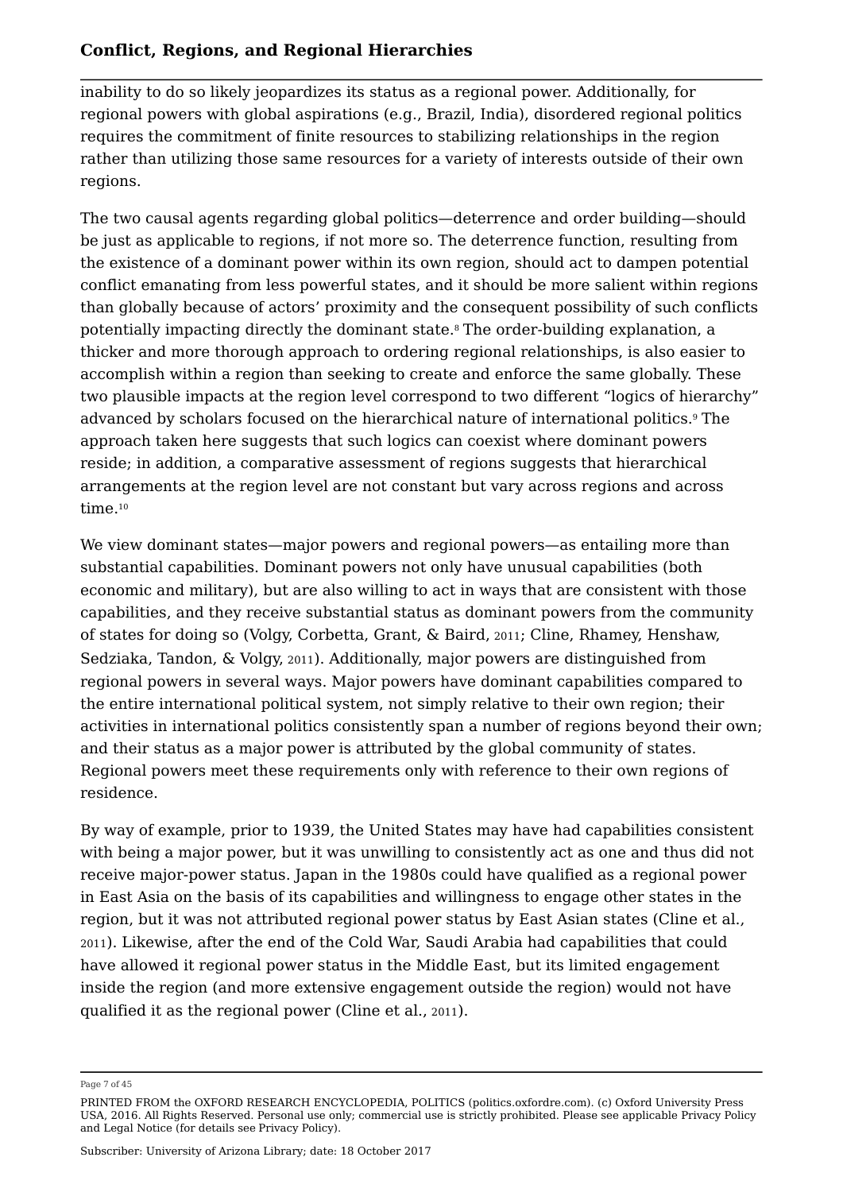inability to do so likely jeopardizes its status as a regional power. Additionally, for regional powers with global aspirations (e.g., Brazil, India), disordered regional politics requires the commitment of finite resources to stabilizing relationships in the region rather than utilizing those same resources for a variety of interests outside of their own regions.

The two causal agents regarding global politics—deterrence and order building—should be just as applicable to regions, if not more so. The deterrence function, resulting from the existence of a dominant power within its own region, should act to dampen potential conflict emanating from less powerful states, and it should be more salient within regions than globally because of actors' proximity and the consequent possibility of such conflicts potentially impacting directly the dominant state.[8] The order-building explanation, a thicker and more thorough approach to ordering regional relationships, is also easier to accomplish within a region than seeking to create and enforce the same globally. These two plausible impacts at the region level correspond to two different "logics of hierarchy" advanced by scholars focused on the hierarchical nature of international politics.[9] The approach taken here suggests that such logics can coexist where dominant powers reside; in addition, a comparative assessment of regions suggests that hierarchical arrangements at the region level are not constant but vary across regions and across time.[10]

We view dominant states—major powers and regional powers—as entailing more than substantial capabilities. Dominant powers not only have unusual capabilities (both economic and military), but are also willing to act in ways that are consistent with those capabilities, and they receive substantial status as dominant powers from the community of states for doing so (Volgy, Corbetta, Grant, & Baird, 2011; Cline, Rhamey, Henshaw, Sedziaka, Tandon, & Volgy, 2011). Additionally, major powers are distinguished from regional powers in several ways. Major powers have dominant capabilities compared to the entire international political system, not simply relative to their own region; their activities in international politics consistently span a number of regions beyond their own; and their status as a major power is attributed by the global community of states. Regional powers meet these requirements only with reference to their own regions of residence.

By way of example, prior to 1939, the United States may have had capabilities consistent with being a major power, but it was unwilling to consistently act as one and thus did not receive major-power status. Japan in the 1980s could have qualified as a regional power in East Asia on the basis of its capabilities and willingness to engage other states in the region, but it was not attributed regional power status by East Asian states (Cline et al., 2011). Likewise, after the end of the Cold War, Saudi Arabia had capabilities that could have allowed it regional power status in the Middle East, but its limited engagement inside the region (and more extensive engagement outside the region) would not have qualified it as the regional power (Cline et al., 2011).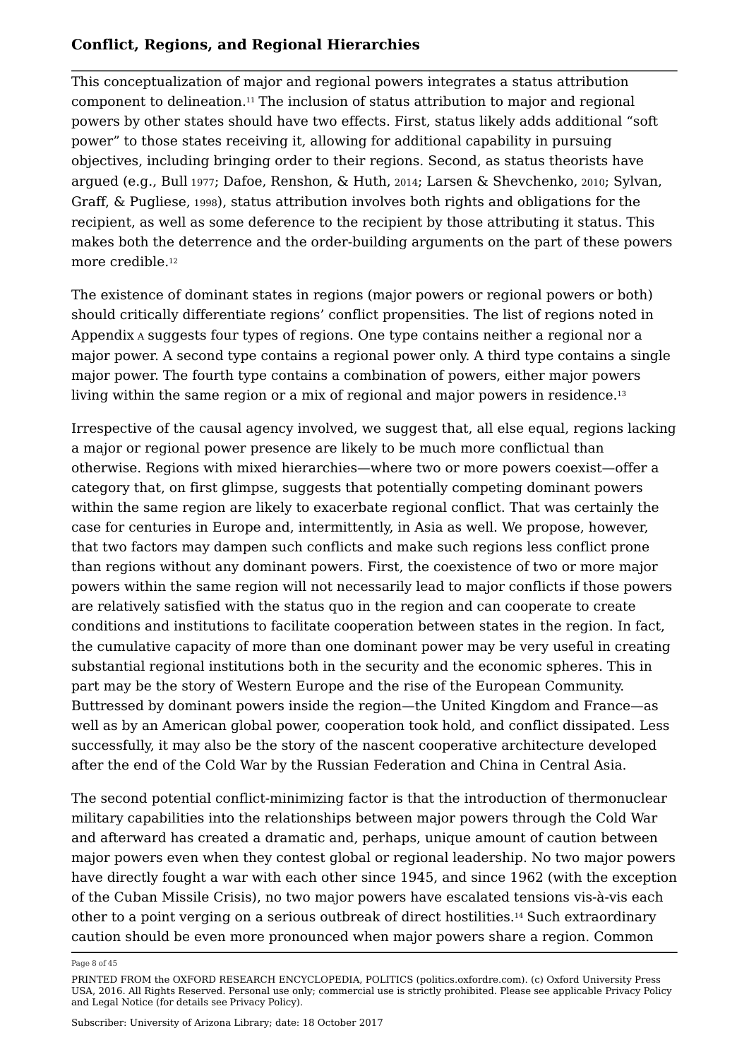This conceptualization of major and regional powers integrates a status attribution component to delineation.[11] The inclusion of status attribution to major and regional powers by other states should have two effects. First, status likely adds additional "soft power" to those states receiving it, allowing for additional capability in pursuing objectives, including bringing order to their regions. Second, as status theorists have argued (e.g., Bull 1977; Dafoe, Renshon, & Huth, 2014; Larsen & Shevchenko, 2010; Sylvan, Graff, & Pugliese, 1998), status attribution involves both rights and obligations for the recipient, as well as some deference to the recipient by those attributing it status. This makes both the deterrence and the order-building arguments on the part of these powers more credible.[12]

The existence of dominant states in regions (major powers or regional powers or both) should critically differentiate regions' conflict propensities. The list of regions noted in Appendix A suggests four types of regions. One type contains neither a regional nor a major power. A second type contains a regional power only. A third type contains a single major power. The fourth type contains a combination of powers, either major powers living within the same region or a mix of regional and major powers in residence.[13]

Irrespective of the causal agency involved, we suggest that, all else equal, regions lacking a major or regional power presence are likely to be much more conflictual than otherwise. Regions with mixed hierarchies—where two or more powers coexist—offer a category that, on first glimpse, suggests that potentially competing dominant powers within the same region are likely to exacerbate regional conflict. That was certainly the case for centuries in Europe and, intermittently, in Asia as well. We propose, however, that two factors may dampen such conflicts and make such regions less conflict prone than regions without any dominant powers. First, the coexistence of two or more major powers within the same region will not necessarily lead to major conflicts if those powers are relatively satisfied with the status quo in the region and can cooperate to create conditions and institutions to facilitate cooperation between states in the region. In fact, the cumulative capacity of more than one dominant power may be very useful in creating substantial regional institutions both in the security and the economic spheres. This in part may be the story of Western Europe and the rise of the European Community. Buttressed by dominant powers inside the region—the United Kingdom and France—as well as by an American global power, cooperation took hold, and conflict dissipated. Less successfully, it may also be the story of the nascent cooperative architecture developed after the end of the Cold War by the Russian Federation and China in Central Asia.

The second potential conflict-minimizing factor is that the introduction of thermonuclear military capabilities into the relationships between major powers through the Cold War and afterward has created a dramatic and, perhaps, unique amount of caution between major powers even when they contest global or regional leadership. No two major powers have directly fought a war with each other since 1945, and since 1962 (with the exception of the Cuban Missile Crisis), no two major powers have escalated tensions vis-à-vis each other to a point verging on a serious outbreak of direct hostilities.[14] Such extraordinary caution should be even more pronounced when major powers share a region. Common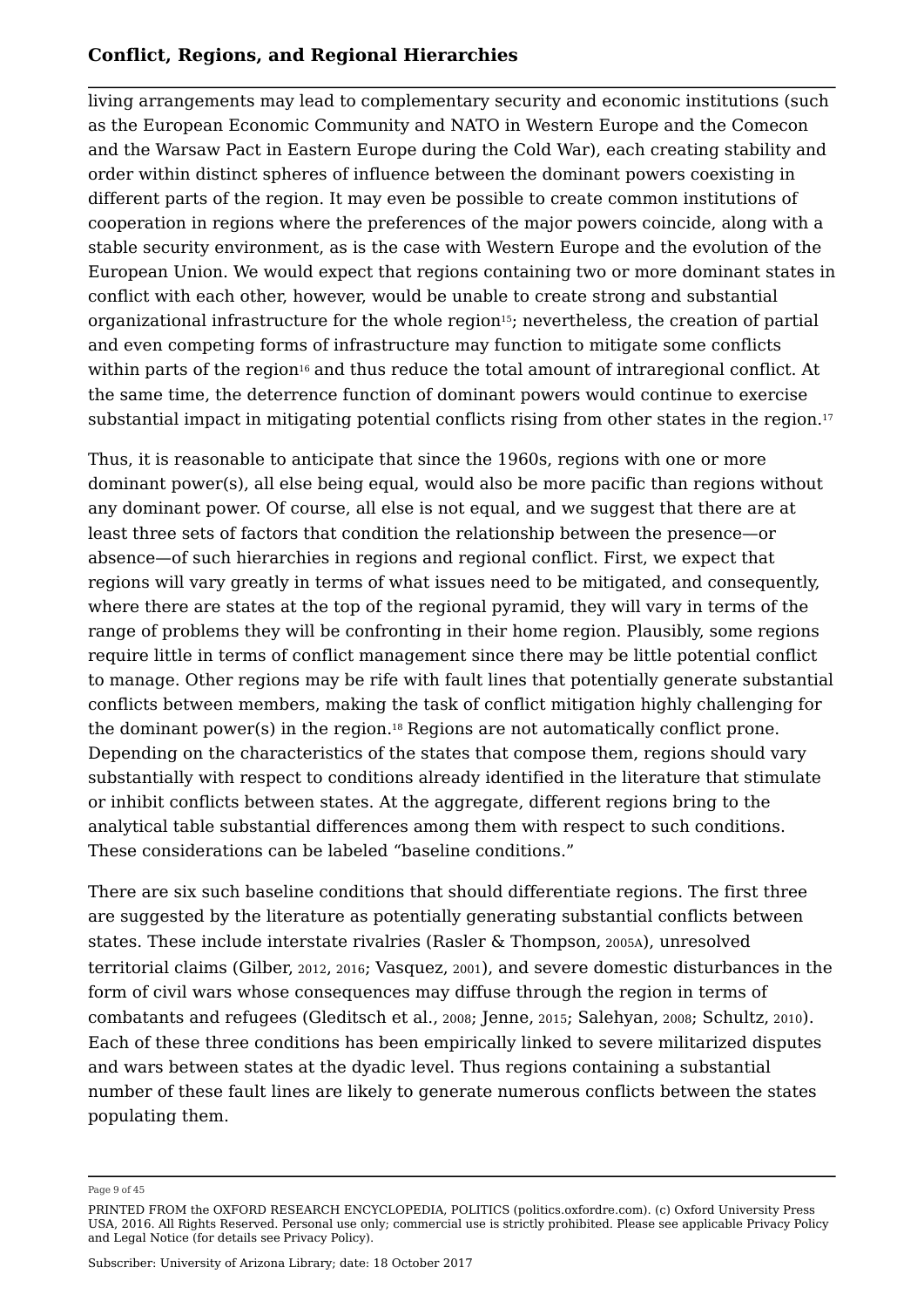living arrangements may lead to complementary security and economic institutions (such as the European Economic Community and NATO in Western Europe and the Comecon and the Warsaw Pact in Eastern Europe during the Cold War), each creating stability and order within distinct spheres of influence between the dominant powers coexisting in different parts of the region. It may even be possible to create common institutions of cooperation in regions where the preferences of the major powers coincide, along with a stable security environment, as is the case with Western Europe and the evolution of the European Union. We would expect that regions containing two or more dominant states in conflict with each other, however, would be unable to create strong and substantial organizational infrastructure for the whole region[15]; nevertheless, the creation of partial and even competing forms of infrastructure may function to mitigate some conflicts within parts of the region[16] and thus reduce the total amount of intraregional conflict. At the same time, the deterrence function of dominant powers would continue to exercise substantial impact in mitigating potential conflicts rising from other states in the region.[17]

Thus, it is reasonable to anticipate that since the 1960s, regions with one or more dominant power(s), all else being equal, would also be more pacific than regions without any dominant power. Of course, all else is not equal, and we suggest that there are at least three sets of factors that condition the relationship between the presence—or absence—of such hierarchies in regions and regional conflict. First, we expect that regions will vary greatly in terms of what issues need to be mitigated, and consequently, where there are states at the top of the regional pyramid, they will vary in terms of the range of problems they will be confronting in their home region. Plausibly, some regions require little in terms of conflict management since there may be little potential conflict to manage. Other regions may be rife with fault lines that potentially generate substantial conflicts between members, making the task of conflict mitigation highly challenging for the dominant power(s) in the region.[18] Regions are not automatically conflict prone. Depending on the characteristics of the states that compose them, regions should vary substantially with respect to conditions already identified in the literature that stimulate or inhibit conflicts between states. At the aggregate, different regions bring to the analytical table substantial differences among them with respect to such conditions. These considerations can be labeled "baseline conditions."

There are six such baseline conditions that should differentiate regions. The first three are suggested by the literature as potentially generating substantial conflicts between states. These include interstate rivalries (Rasler & Thompson, 2005A), unresolved territorial claims (Gilber, 2012, 2016; Vasquez, 2001), and severe domestic disturbances in the form of civil wars whose consequences may diffuse through the region in terms of combatants and refugees (Gleditsch et al., 2008; Jenne, 2015; Salehyan, 2008; Schultz, 2010). Each of these three conditions has been empirically linked to severe militarized disputes and wars between states at the dyadic level. Thus regions containing a substantial number of these fault lines are likely to generate numerous conflicts between the states populating them.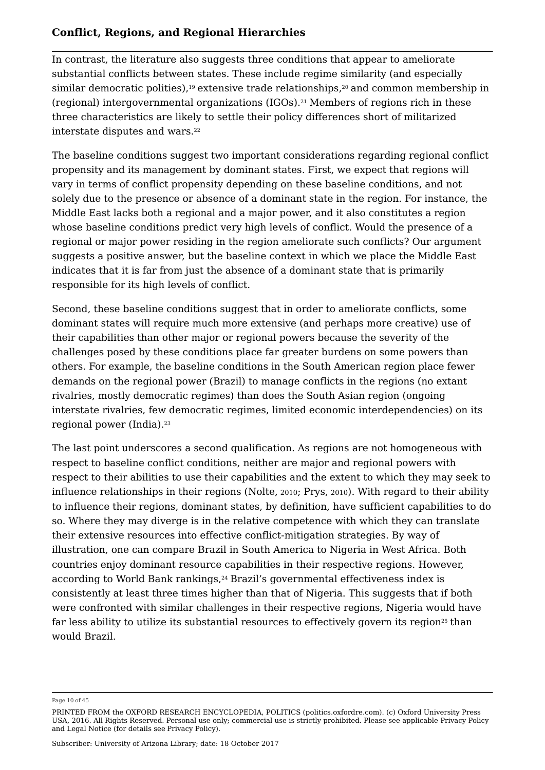In contrast, the literature also suggests three conditions that appear to ameliorate substantial conflicts between states. These include regime similarity (and especially similar democratic polities),[19] extensive trade relationships,[20] and common membership in (regional) intergovernmental organizations (IGOs).[21] Members of regions rich in these three characteristics are likely to settle their policy differences short of militarized interstate disputes and wars.[22]

The baseline conditions suggest two important considerations regarding regional conflict propensity and its management by dominant states. First, we expect that regions will vary in terms of conflict propensity depending on these baseline conditions, and not solely due to the presence or absence of a dominant state in the region. For instance, the Middle East lacks both a regional and a major power, and it also constitutes a region whose baseline conditions predict very high levels of conflict. Would the presence of a regional or major power residing in the region ameliorate such conflicts? Our argument suggests a positive answer, but the baseline context in which we place the Middle East indicates that it is far from just the absence of a dominant state that is primarily responsible for its high levels of conflict.

Second, these baseline conditions suggest that in order to ameliorate conflicts, some dominant states will require much more extensive (and perhaps more creative) use of their capabilities than other major or regional powers because the severity of the challenges posed by these conditions place far greater burdens on some powers than others. For example, the baseline conditions in the South American region place fewer demands on the regional power (Brazil) to manage conflicts in the regions (no extant rivalries, mostly democratic regimes) than does the South Asian region (ongoing interstate rivalries, few democratic regimes, limited economic interdependencies) on its regional power (India).[23]

The last point underscores a second qualification. As regions are not homogeneous with respect to baseline conflict conditions, neither are major and regional powers with respect to their abilities to use their capabilities and the extent to which they may seek to influence relationships in their regions (Nolte, 2010; Prys, 2010). With regard to their ability to influence their regions, dominant states, by definition, have sufficient capabilities to do so. Where they may diverge is in the relative competence with which they can translate their extensive resources into effective conflict-mitigation strategies. By way of illustration, one can compare Brazil in South America to Nigeria in West Africa. Both countries enjoy dominant resource capabilities in their respective regions. However, according to World Bank rankings,[24] Brazil's governmental effectiveness index is consistently at least three times higher than that of Nigeria. This suggests that if both were confronted with similar challenges in their respective regions, Nigeria would have far less ability to utilize its substantial resources to effectively govern its region[25] than would Brazil.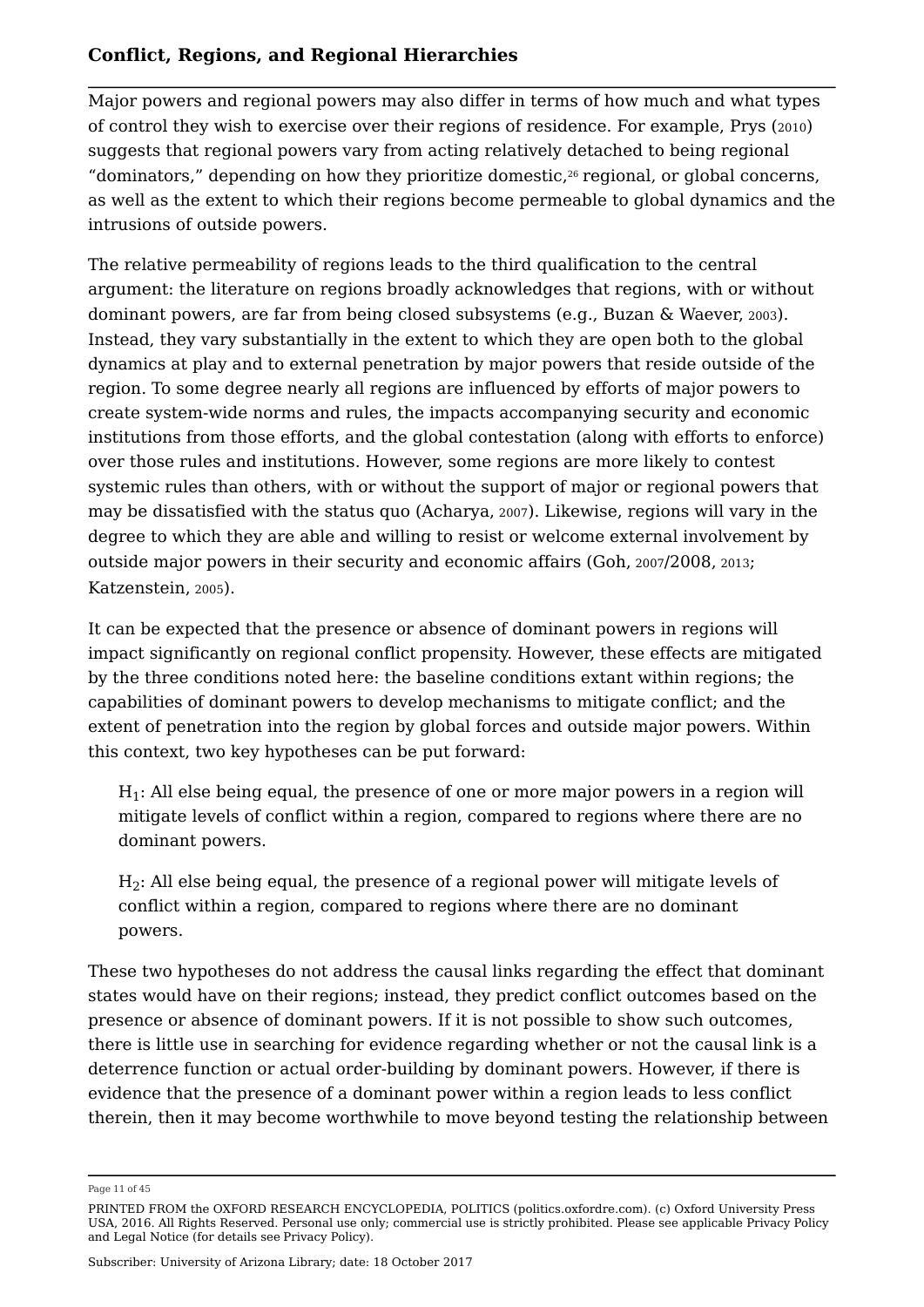Major powers and regional powers may also differ in terms of how much and what types of control they wish to exercise over their regions of residence. For example, Prys (2010) suggests that regional powers vary from acting relatively detached to being regional "dominators," depending on how they prioritize domestic,[26] regional, or global concerns, as well as the extent to which their regions become permeable to global dynamics and the intrusions of outside powers.

The relative permeability of regions leads to the third qualification to the central argument: the literature on regions broadly acknowledges that regions, with or without dominant powers, are far from being closed subsystems (e.g., Buzan & Waever, 2003). Instead, they vary substantially in the extent to which they are open both to the global dynamics at play and to external penetration by major powers that reside outside of the region. To some degree nearly all regions are influenced by efforts of major powers to create system-wide norms and rules, the impacts accompanying security and economic institutions from those efforts, and the global contestation (along with efforts to enforce) over those rules and institutions. However, some regions are more likely to contest systemic rules than others, with or without the support of major or regional powers that may be dissatisfied with the status quo (Acharya, 2007). Likewise, regions will vary in the degree to which they are able and willing to resist or welcome external involvement by outside major powers in their security and economic affairs (Goh, 2007/2008, 2013; Katzenstein, 2005).

It can be expected that the presence or absence of dominant powers in regions will impact significantly on regional conflict propensity. However, these effects are mitigated by the three conditions noted here: the baseline conditions extant within regions; the capabilities of dominant powers to develop mechanisms to mitigate conflict; and the extent of penetration into the region by global forces and outside major powers. Within this context, two key hypotheses can be put forward:

> $H_1$: All else being equal, the presence of one or more major powers in a region will mitigate levels of conflict within a region, compared to regions where there are no dominant powers.
>
> $H_2$: All else being equal, the presence of a regional power will mitigate levels of conflict within a region, compared to regions where there are no dominant powers.

These two hypotheses do not address the causal links regarding the effect that dominant states would have on their regions; instead, they predict conflict outcomes based on the presence or absence of dominant powers. If it is not possible to show such outcomes, there is little use in searching for evidence regarding whether or not the causal link is a deterrence function or actual order-building by dominant powers. However, if there is evidence that the presence of a dominant power within a region leads to less conflict therein, then it may become worthwhile to move beyond testing the relationship between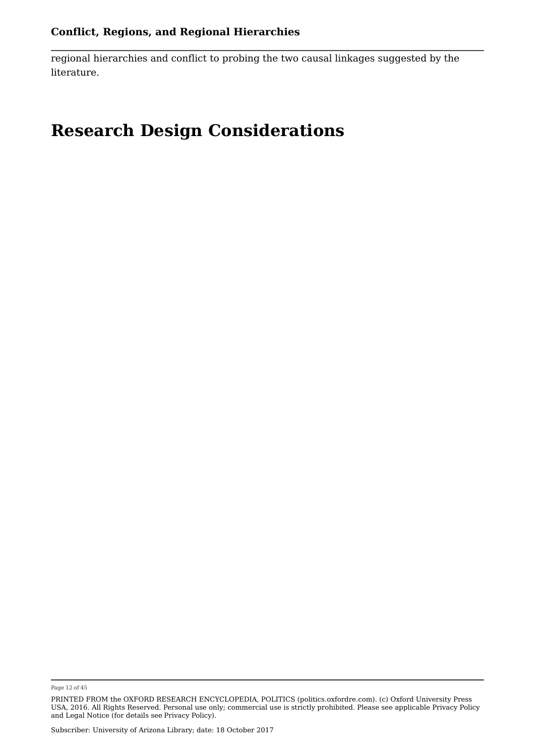regional hierarchies and conflict to probing the two causal linkages suggested by the literature.

## Research Design Considerations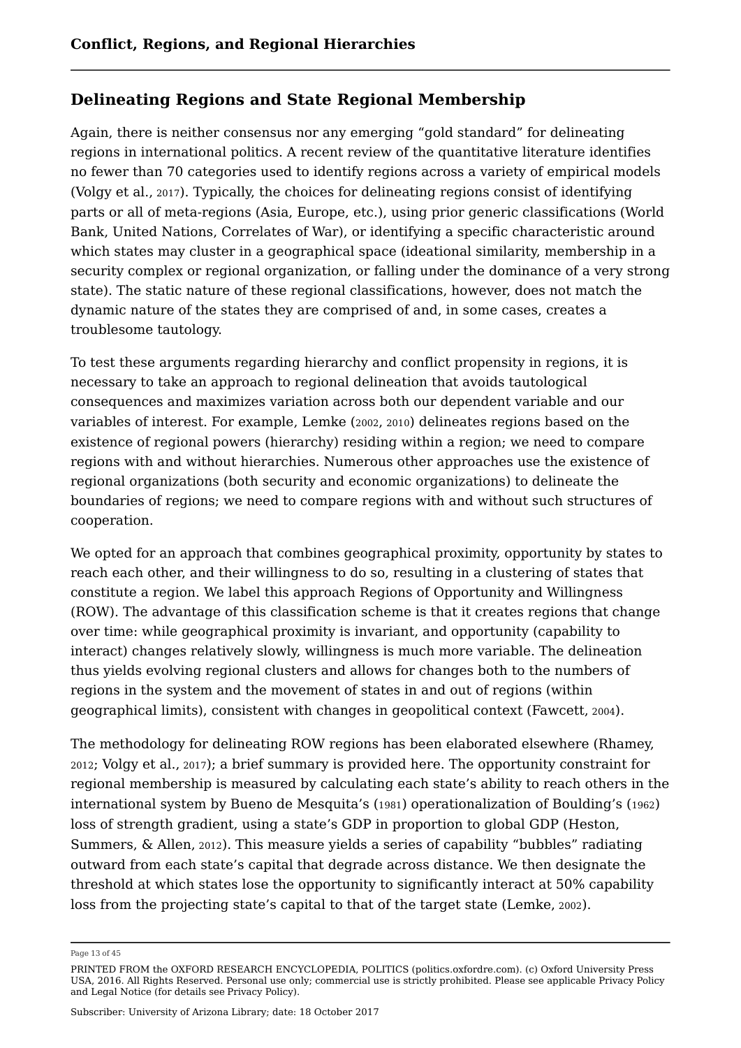## Delineating Regions and State Regional Membership

Again, there is neither consensus nor any emerging “gold standard” for delineating regions in international politics. A recent review of the quantitative literature identifies no fewer than 70 categories used to identify regions across a variety of empirical models (Volgy et al., 2017). Typically, the choices for delineating regions consist of identifying parts or all of meta-regions (Asia, Europe, etc.), using prior generic classifications (World Bank, United Nations, Correlates of War), or identifying a specific characteristic around which states may cluster in a geographical space (ideational similarity, membership in a security complex or regional organization, or falling under the dominance of a very strong state). The static nature of these regional classifications, however, does not match the dynamic nature of the states they are comprised of and, in some cases, creates a troublesome tautology.

To test these arguments regarding hierarchy and conflict propensity in regions, it is necessary to take an approach to regional delineation that avoids tautological consequences and maximizes variation across both our dependent variable and our variables of interest. For example, Lemke (2002, 2010) delineates regions based on the existence of regional powers (hierarchy) residing within a region; we need to compare regions with and without hierarchies. Numerous other approaches use the existence of regional organizations (both security and economic organizations) to delineate the boundaries of regions; we need to compare regions with and without such structures of cooperation.

We opted for an approach that combines geographical proximity, opportunity by states to reach each other, and their willingness to do so, resulting in a clustering of states that constitute a region. We label this approach Regions of Opportunity and Willingness (ROW). The advantage of this classification scheme is that it creates regions that change over time: while geographical proximity is invariant, and opportunity (capability to interact) changes relatively slowly, willingness is much more variable. The delineation thus yields evolving regional clusters and allows for changes both to the numbers of regions in the system and the movement of states in and out of regions (within geographical limits), consistent with changes in geopolitical context (Fawcett, 2004).

The methodology for delineating ROW regions has been elaborated elsewhere (Rhamey, 2012; Volgy et al., 2017); a brief summary is provided here. The opportunity constraint for regional membership is measured by calculating each state’s ability to reach others in the international system by Bueno de Mesquita’s (1981) operationalization of Boulding’s (1962) loss of strength gradient, using a state’s GDP in proportion to global GDP (Heston, Summers, & Allen, 2012). This measure yields a series of capability “bubbles” radiating outward from each state’s capital that degrade across distance. We then designate the threshold at which states lose the opportunity to significantly interact at 50% capability loss from the projecting state’s capital to that of the target state (Lemke, 2002).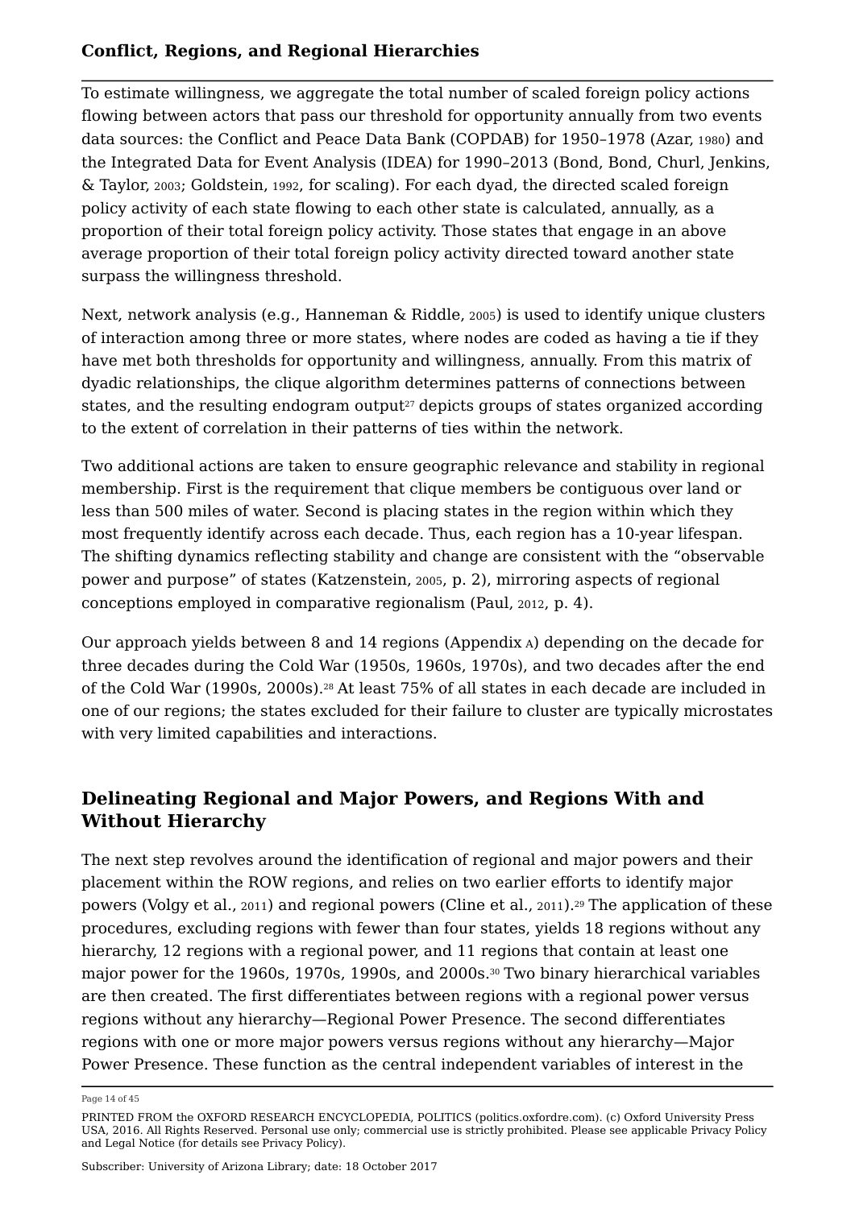To estimate willingness, we aggregate the total number of scaled foreign policy actions flowing between actors that pass our threshold for opportunity annually from two events data sources: the Conflict and Peace Data Bank (COPDAB) for 1950–1978 (Azar, 1980) and the Integrated Data for Event Analysis (IDEA) for 1990–2013 (Bond, Bond, Churl, Jenkins, & Taylor, 2003; Goldstein, 1992, for scaling). For each dyad, the directed scaled foreign policy activity of each state flowing to each other state is calculated, annually, as a proportion of their total foreign policy activity. Those states that engage in an above average proportion of their total foreign policy activity directed toward another state surpass the willingness threshold.

Next, network analysis (e.g., Hanneman & Riddle, 2005) is used to identify unique clusters of interaction among three or more states, where nodes are coded as having a tie if they have met both thresholds for opportunity and willingness, annually. From this matrix of dyadic relationships, the clique algorithm determines patterns of connections between states, and the resulting endogram output[27] depicts groups of states organized according to the extent of correlation in their patterns of ties within the network.

Two additional actions are taken to ensure geographic relevance and stability in regional membership. First is the requirement that clique members be contiguous over land or less than 500 miles of water. Second is placing states in the region within which they most frequently identify across each decade. Thus, each region has a 10-year lifespan. The shifting dynamics reflecting stability and change are consistent with the "observable power and purpose" of states (Katzenstein, 2005, p. 2), mirroring aspects of regional conceptions employed in comparative regionalism (Paul, 2012, p. 4).

Our approach yields between 8 and 14 regions (Appendix A) depending on the decade for three decades during the Cold War (1950s, 1960s, 1970s), and two decades after the end of the Cold War (1990s, 2000s).[28] At least 75% of all states in each decade are included in one of our regions; the states excluded for their failure to cluster are typically microstates with very limited capabilities and interactions.

## Delineating Regional and Major Powers, and Regions With and Without Hierarchy

The next step revolves around the identification of regional and major powers and their placement within the ROW regions, and relies on two earlier efforts to identify major powers (Volgy et al., 2011) and regional powers (Cline et al., 2011).[29] The application of these procedures, excluding regions with fewer than four states, yields 18 regions without any hierarchy, 12 regions with a regional power, and 11 regions that contain at least one major power for the 1960s, 1970s, 1990s, and 2000s.[30] Two binary hierarchical variables are then created. The first differentiates between regions with a regional power versus regions without any hierarchy—Regional Power Presence. The second differentiates regions with one or more major powers versus regions without any hierarchy—Major Power Presence. These function as the central independent variables of interest in the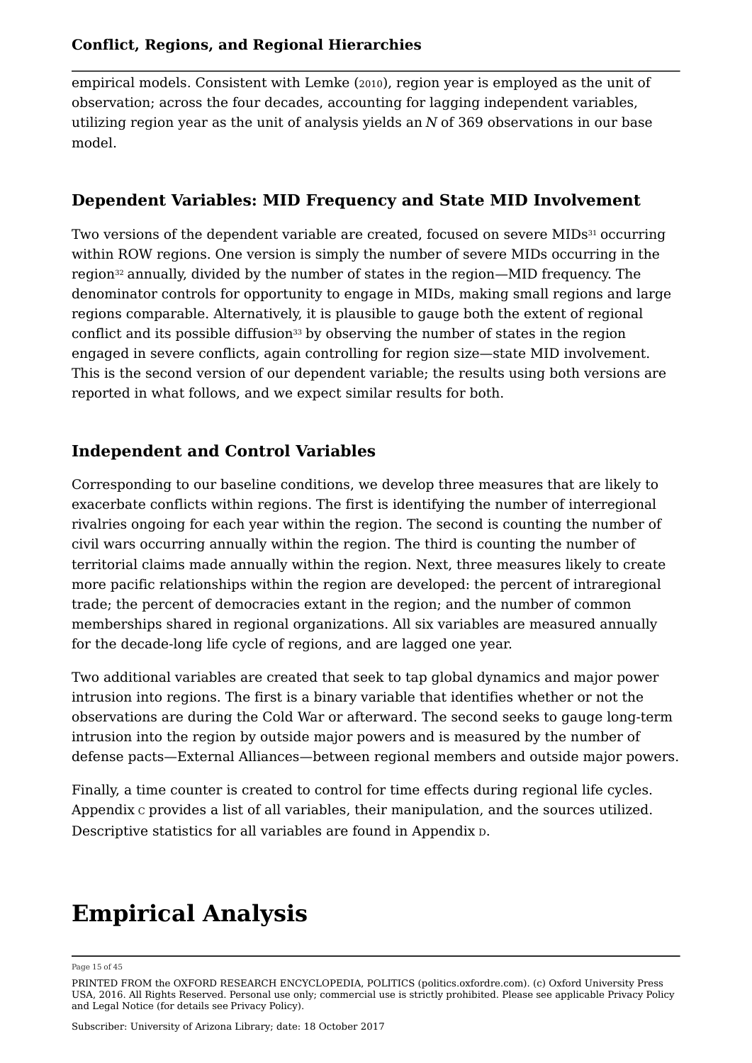empirical models. Consistent with Lemke (2010), region year is employed as the unit of observation; across the four decades, accounting for lagging independent variables, utilizing region year as the unit of analysis yields an *N* of 369 observations in our base model.

## Dependent Variables: MID Frequency and State MID Involvement

Two versions of the dependent variable are created, focused on severe MIDs[31] occurring within ROW regions. One version is simply the number of severe MIDs occurring in the region[32] annually, divided by the number of states in the region—MID frequency. The denominator controls for opportunity to engage in MIDs, making small regions and large regions comparable. Alternatively, it is plausible to gauge both the extent of regional conflict and its possible diffusion[33] by observing the number of states in the region engaged in severe conflicts, again controlling for region size—state MID involvement. This is the second version of our dependent variable; the results using both versions are reported in what follows, and we expect similar results for both.

## Independent and Control Variables

Corresponding to our baseline conditions, we develop three measures that are likely to exacerbate conflicts within regions. The first is identifying the number of interregional rivalries ongoing for each year within the region. The second is counting the number of civil wars occurring annually within the region. The third is counting the number of territorial claims made annually within the region. Next, three measures likely to create more pacific relationships within the region are developed: the percent of intraregional trade; the percent of democracies extant in the region; and the number of common memberships shared in regional organizations. All six variables are measured annually for the decade-long life cycle of regions, and are lagged one year.

Two additional variables are created that seek to tap global dynamics and major power intrusion into regions. The first is a binary variable that identifies whether or not the observations are during the Cold War or afterward. The second seeks to gauge long-term intrusion into the region by outside major powers and is measured by the number of defense pacts—External Alliances—between regional members and outside major powers.

Finally, a time counter is created to control for time effects during regional life cycles. Appendix C provides a list of all variables, their manipulation, and the sources utilized. Descriptive statistics for all variables are found in Appendix D.

# Empirical Analysis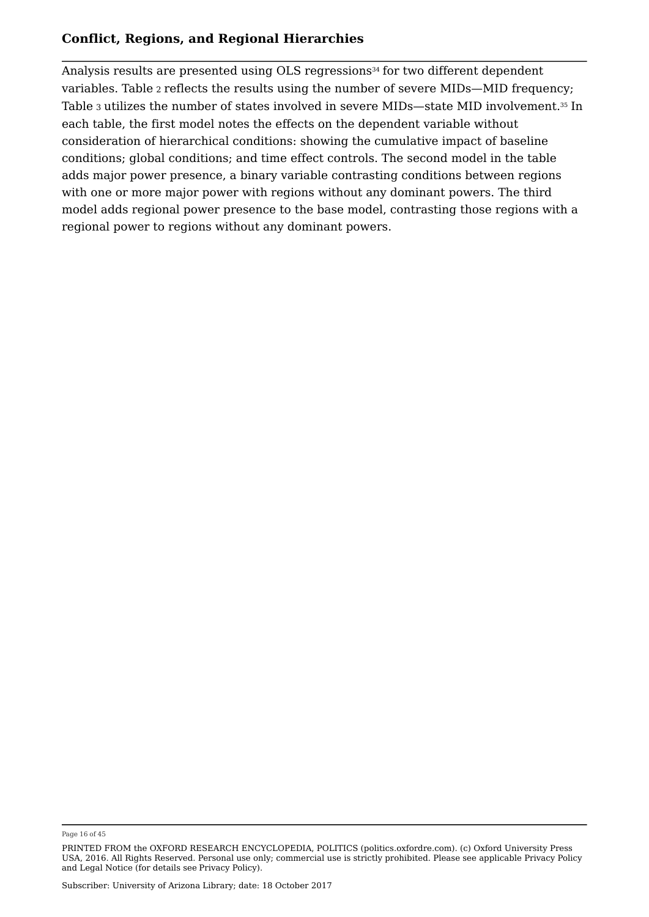Analysis results are presented using OLS regressions[34] for two different dependent variables. Table 2 reflects the results using the number of severe MIDs—MID frequency; Table 3 utilizes the number of states involved in severe MIDs—state MID involvement.[35] In each table, the first model notes the effects on the dependent variable without consideration of hierarchical conditions: showing the cumulative impact of baseline conditions; global conditions; and time effect controls. The second model in the table adds major power presence, a binary variable contrasting conditions between regions with one or more major power with regions without any dominant powers. The third model adds regional power presence to the base model, contrasting those regions with a regional power to regions without any dominant powers.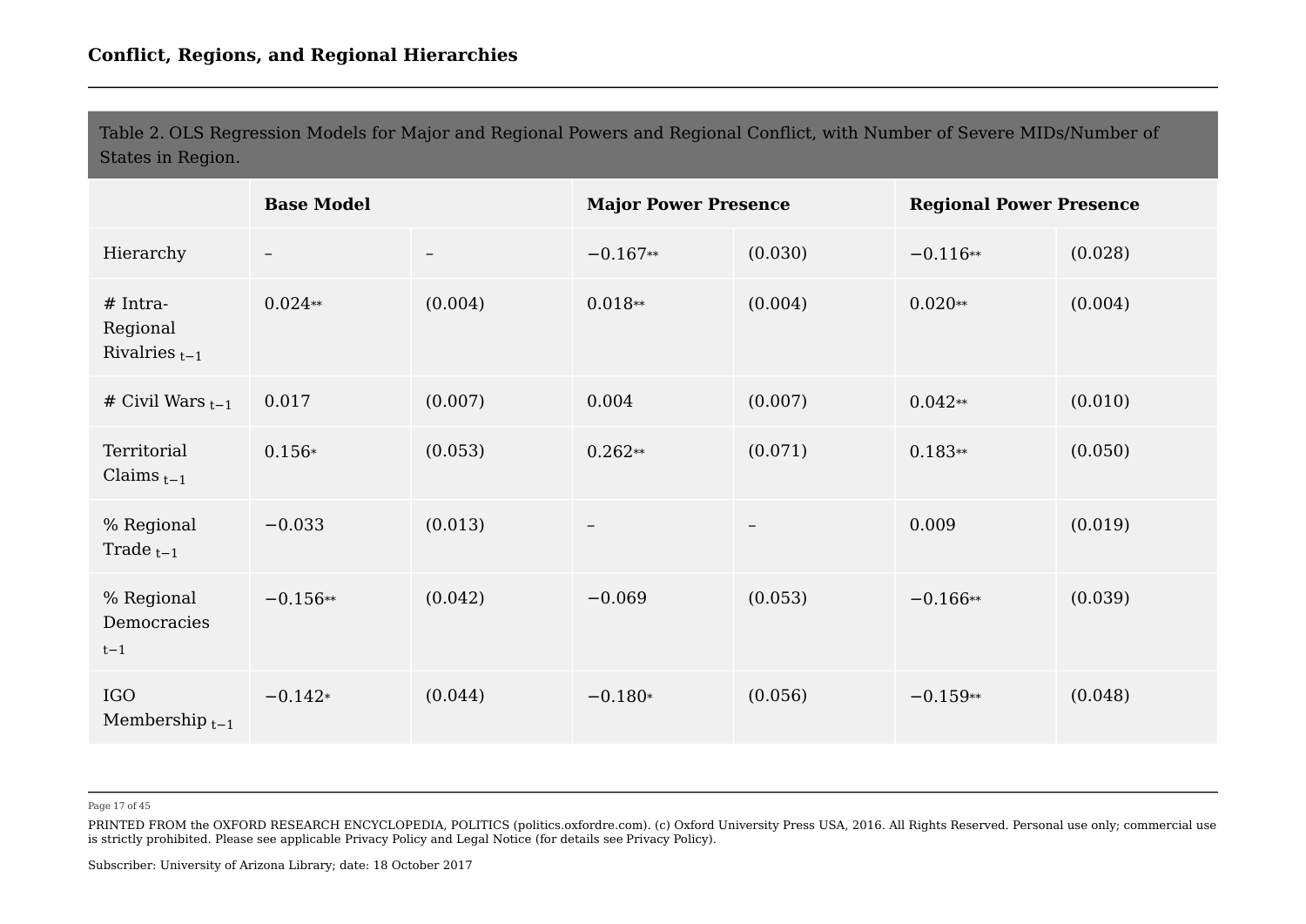Table 2. OLS Regression Models for Major and Regional Powers and Regional Conflict, with Number of Severe MIDs/Number of States in Region.

| | **Base Model** | | **Major Power Presence** | | **Regional Power Presence** | |
|---|---|---|---|---|---|---|
| Hierarchy | – | – | −0.167** | (0.030) | −0.116** | (0.028) |
| # Intra-Regional Rivalries $_{t-1}$ | 0.024** | (0.004) | 0.018** | (0.004) | 0.020** | (0.004) |
| # Civil Wars $_{t-1}$ | 0.017 | (0.007) | 0.004 | (0.007) | 0.042** | (0.010) |
| Territorial Claims $_{t-1}$ | 0.156* | (0.053) | 0.262** | (0.071) | 0.183** | (0.050) |
| % Regional Trade $_{t-1}$ | −0.033 | (0.013) | – | – | 0.009 | (0.019) |
| % Regional Democracies $_{t-1}$ | −0.156** | (0.042) | −0.069 | (0.053) | −0.166** | (0.039) |
| IGO Membership $_{t-1}$ | −0.142* | (0.044) | −0.180* | (0.056) | −0.159** | (0.048) |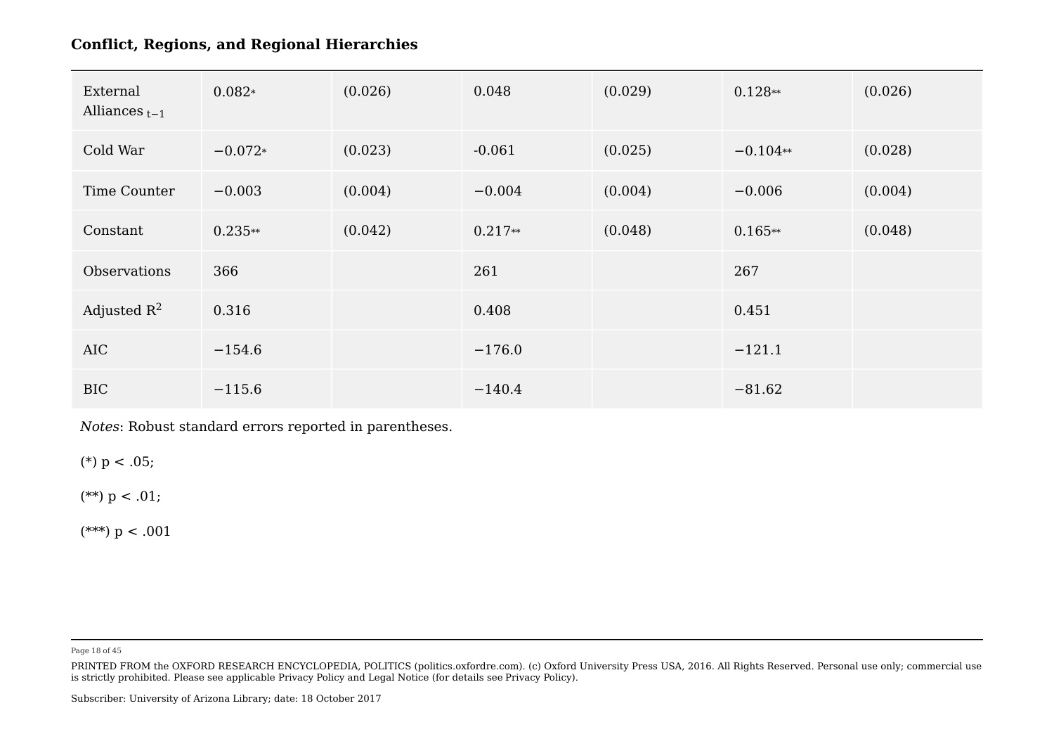| External Alliances $_{t-1}$ | 0.082* | (0.026) | 0.048 | (0.029) | 0.128** | (0.026) |
|---|---|---|---|---|---|---|
| Cold War | −0.072* | (0.023) | -0.061 | (0.025) | −0.104** | (0.028) |
| Time Counter | −0.003 | (0.004) | −0.004 | (0.004) | −0.006 | (0.004) |
| Constant | 0.235** | (0.042) | 0.217** | (0.048) | 0.165** | (0.048) |
| Observations | 366 | | 261 | | 267 | |
| Adjusted $R^2$ | 0.316 | | 0.408 | | 0.451 | |
| AIC | −154.6 | | −176.0 | | −121.1 | |
| BIC | −115.6 | | −140.4 | | −81.62 | |

*Notes*: Robust standard errors reported in parentheses.

(*) p < .05;

(**) p < .01;

(***) p < .001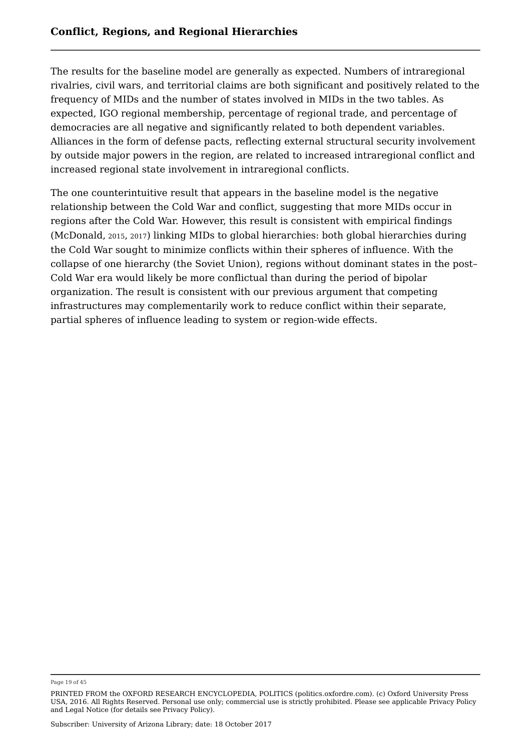The results for the baseline model are generally as expected. Numbers of intraregional rivalries, civil wars, and territorial claims are both significant and positively related to the frequency of MIDs and the number of states involved in MIDs in the two tables. As expected, IGO regional membership, percentage of regional trade, and percentage of democracies are all negative and significantly related to both dependent variables. Alliances in the form of defense pacts, reflecting external structural security involvement by outside major powers in the region, are related to increased intraregional conflict and increased regional state involvement in intraregional conflicts.

The one counterintuitive result that appears in the baseline model is the negative relationship between the Cold War and conflict, suggesting that more MIDs occur in regions after the Cold War. However, this result is consistent with empirical findings (McDonald, 2015, 2017) linking MIDs to global hierarchies: both global hierarchies during the Cold War sought to minimize conflicts within their spheres of influence. With the collapse of one hierarchy (the Soviet Union), regions without dominant states in the post–Cold War era would likely be more conflictual than during the period of bipolar organization. The result is consistent with our previous argument that competing infrastructures may complementarily work to reduce conflict within their separate, partial spheres of influence leading to system or region-wide effects.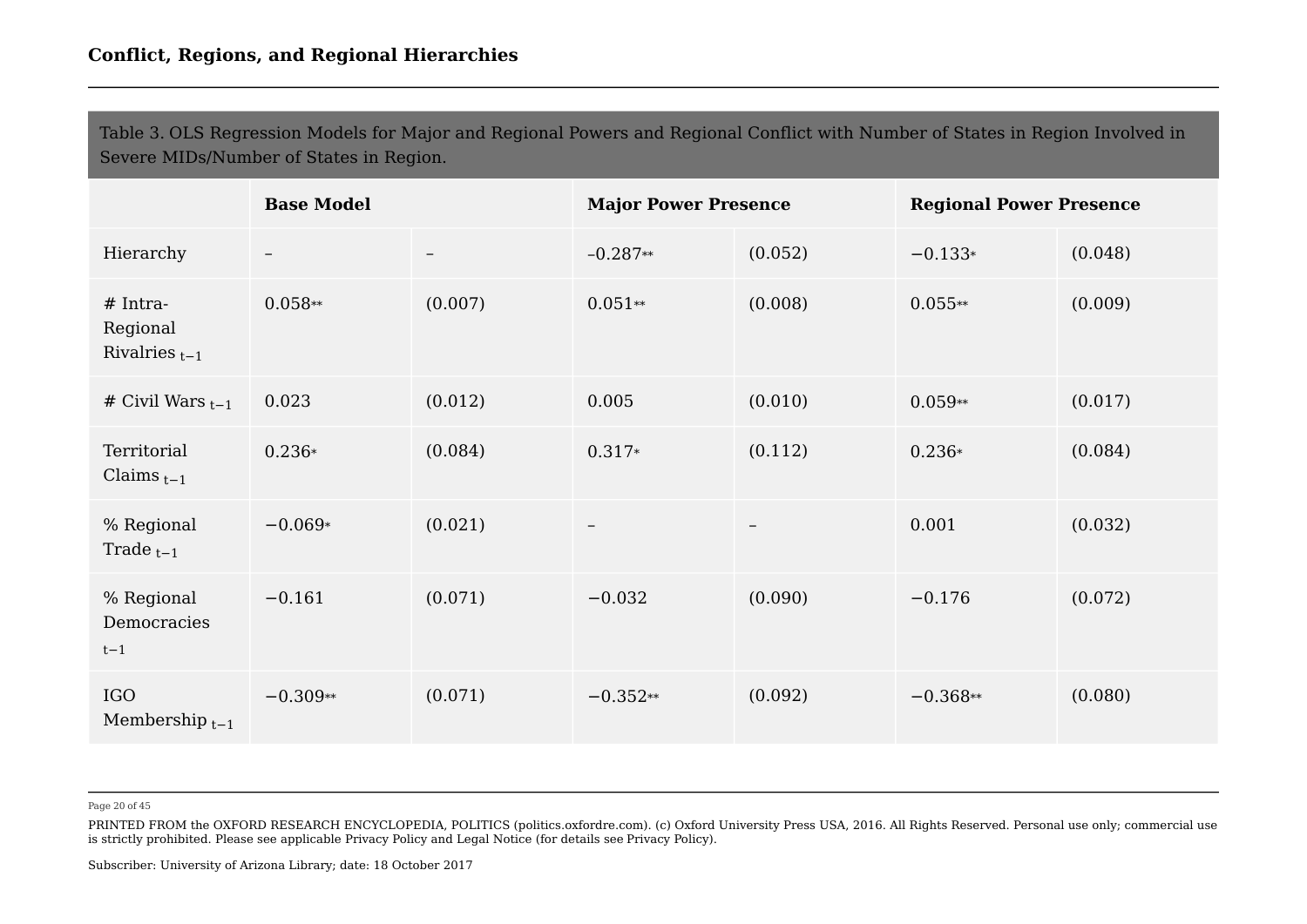Table 3. OLS Regression Models for Major and Regional Powers and Regional Conflict with Number of States in Region Involved in Severe MIDs/Number of States in Region.

| | **Base Model** | | **Major Power Presence** | | **Regional Power Presence** | |
|---|---|---|---|---|---|---|
| Hierarchy | – | – | –0.287** | (0.052) | −0.133* | (0.048) |
| # Intra-Regional Rivalries $_{t-1}$ | 0.058** | (0.007) | 0.051** | (0.008) | 0.055** | (0.009) |
| # Civil Wars $_{t-1}$ | 0.023 | (0.012) | 0.005 | (0.010) | 0.059** | (0.017) |
| Territorial Claims $_{t-1}$ | 0.236* | (0.084) | 0.317* | (0.112) | 0.236* | (0.084) |
| % Regional Trade $_{t-1}$ | −0.069* | (0.021) | – | – | 0.001 | (0.032) |
| % Regional Democracies $_{t-1}$ | −0.161 | (0.071) | −0.032 | (0.090) | −0.176 | (0.072) |
| IGO Membership $_{t-1}$ | −0.309** | (0.071) | −0.352** | (0.092) | −0.368** | (0.080) |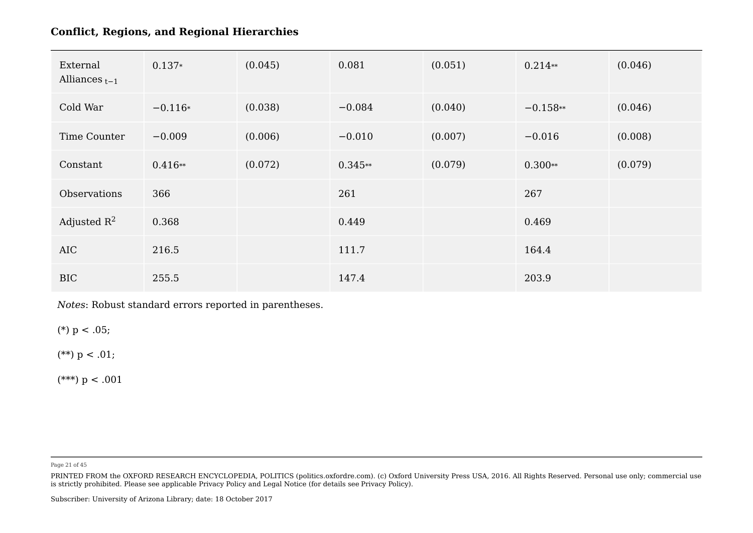| External Alliances $_{t-1}$ | 0.137* | (0.045) | 0.081 | (0.051) | 0.214** | (0.046) |
|---|---|---|---|---|---|---|
| Cold War | −0.116* | (0.038) | −0.084 | (0.040) | −0.158** | (0.046) |
| Time Counter | −0.009 | (0.006) | −0.010 | (0.007) | −0.016 | (0.008) |
| Constant | 0.416** | (0.072) | 0.345** | (0.079) | 0.300** | (0.079) |
| Observations | 366 | | 261 | | 267 | |
| Adjusted $R^2$ | 0.368 | | 0.449 | | 0.469 | |
| AIC | 216.5 | | 111.7 | | 164.4 | |
| BIC | 255.5 | | 147.4 | | 203.9 | |

*Notes*: Robust standard errors reported in parentheses.

(*) $p < .05$;

(**) $p < .01$;

(***) $p < .001$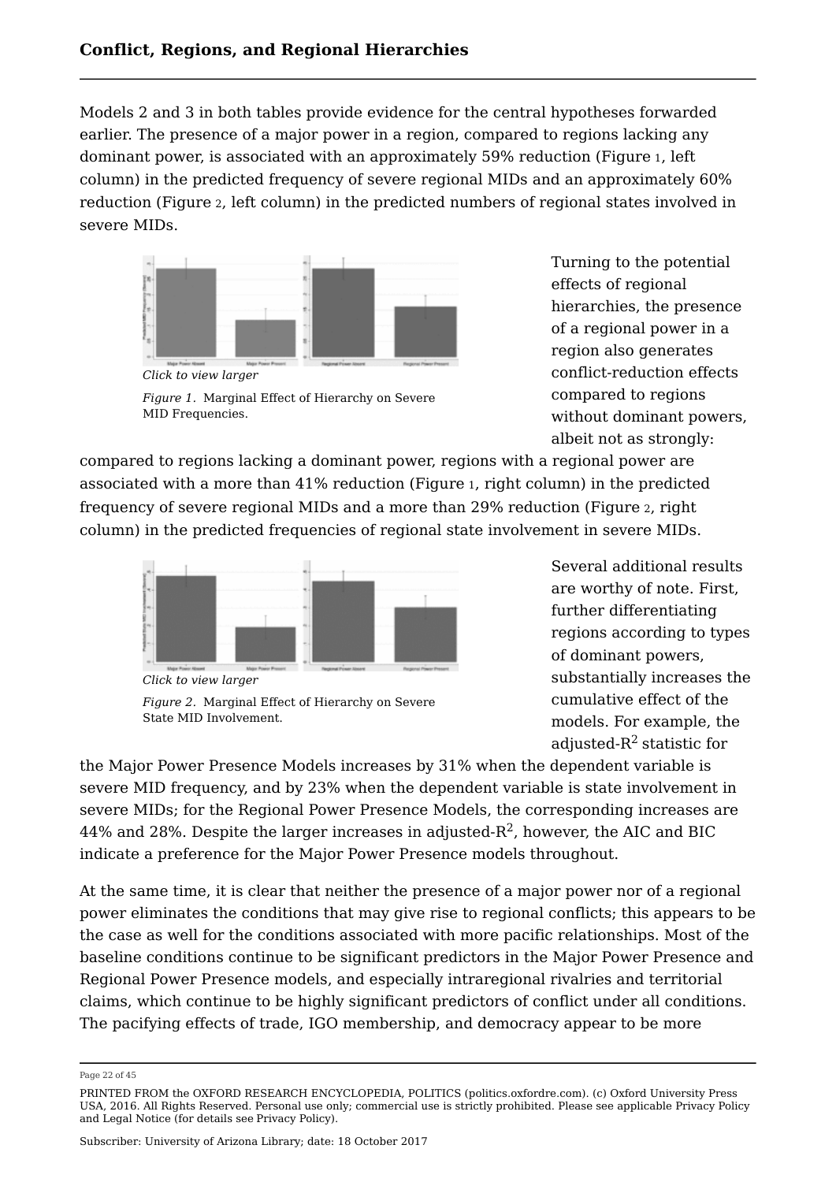Models 2 and 3 in both tables provide evidence for the central hypotheses forwarded earlier. The presence of a major power in a region, compared to regions lacking any dominant power, is associated with an approximately 59% reduction (Figure 1, left column) in the predicted frequency of severe regional MIDs and an approximately 60% reduction (Figure 2, left column) in the predicted numbers of regional states involved in severe MIDs.

*Click to view larger*

*Figure 1.* Marginal Effect of Hierarchy on Severe MID Frequencies.

Turning to the potential effects of regional hierarchies, the presence of a regional power in a region also generates conflict-reduction effects compared to regions without dominant powers, albeit not as strongly: compared to regions lacking a dominant power, regions with a regional power are associated with a more than 41% reduction (Figure 1, right column) in the predicted frequency of severe regional MIDs and a more than 29% reduction (Figure 2, right column) in the predicted frequencies of regional state involvement in severe MIDs.

*Click to view larger*

*Figure 2.* Marginal Effect of Hierarchy on Severe State MID Involvement.

Several additional results are worthy of note. First, further differentiating regions according to types of dominant powers, substantially increases the cumulative effect of the models. For example, the adjusted-$R^2$ statistic for the Major Power Presence Models increases by 31% when the dependent variable is severe MID frequency, and by 23% when the dependent variable is state involvement in severe MIDs; for the Regional Power Presence Models, the corresponding increases are 44% and 28%. Despite the larger increases in adjusted-$R^2$, however, the AIC and BIC indicate a preference for the Major Power Presence models throughout.

At the same time, it is clear that neither the presence of a major power nor of a regional power eliminates the conditions that may give rise to regional conflicts; this appears to be the case as well for the conditions associated with more pacific relationships. Most of the baseline conditions continue to be significant predictors in the Major Power Presence and Regional Power Presence models, and especially intraregional rivalries and territorial claims, which continue to be highly significant predictors of conflict under all conditions. The pacifying effects of trade, IGO membership, and democracy appear to be more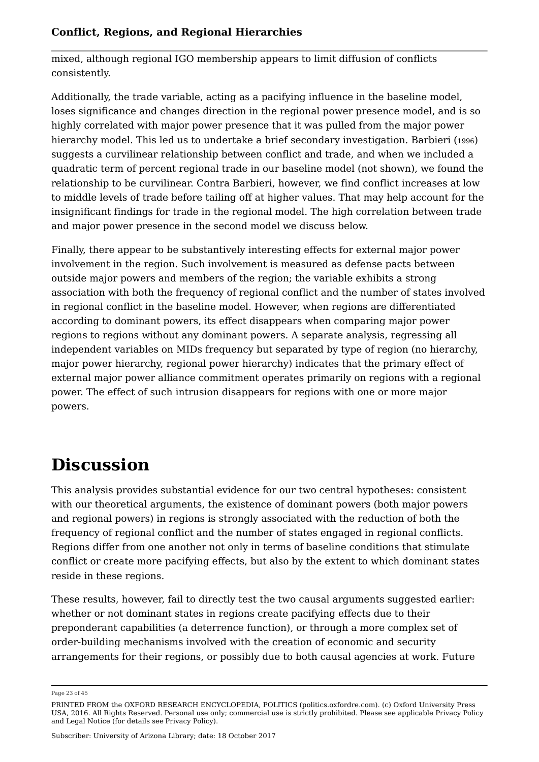mixed, although regional IGO membership appears to limit diffusion of conflicts consistently.

Additionally, the trade variable, acting as a pacifying influence in the baseline model, loses significance and changes direction in the regional power presence model, and is so highly correlated with major power presence that it was pulled from the major power hierarchy model. This led us to undertake a brief secondary investigation. Barbieri (1996) suggests a curvilinear relationship between conflict and trade, and when we included a quadratic term of percent regional trade in our baseline model (not shown), we found the relationship to be curvilinear. Contra Barbieri, however, we find conflict increases at low to middle levels of trade before tailing off at higher values. That may help account for the insignificant findings for trade in the regional model. The high correlation between trade and major power presence in the second model we discuss below.

Finally, there appear to be substantively interesting effects for external major power involvement in the region. Such involvement is measured as defense pacts between outside major powers and members of the region; the variable exhibits a strong association with both the frequency of regional conflict and the number of states involved in regional conflict in the baseline model. However, when regions are differentiated according to dominant powers, its effect disappears when comparing major power regions to regions without any dominant powers. A separate analysis, regressing all independent variables on MIDs frequency but separated by type of region (no hierarchy, major power hierarchy, regional power hierarchy) indicates that the primary effect of external major power alliance commitment operates primarily on regions with a regional power. The effect of such intrusion disappears for regions with one or more major powers.

# Discussion

This analysis provides substantial evidence for our two central hypotheses: consistent with our theoretical arguments, the existence of dominant powers (both major powers and regional powers) in regions is strongly associated with the reduction of both the frequency of regional conflict and the number of states engaged in regional conflicts. Regions differ from one another not only in terms of baseline conditions that stimulate conflict or create more pacifying effects, but also by the extent to which dominant states reside in these regions.

These results, however, fail to directly test the two causal arguments suggested earlier: whether or not dominant states in regions create pacifying effects due to their preponderant capabilities (a deterrence function), or through a more complex set of order-building mechanisms involved with the creation of economic and security arrangements for their regions, or possibly due to both causal agencies at work. Future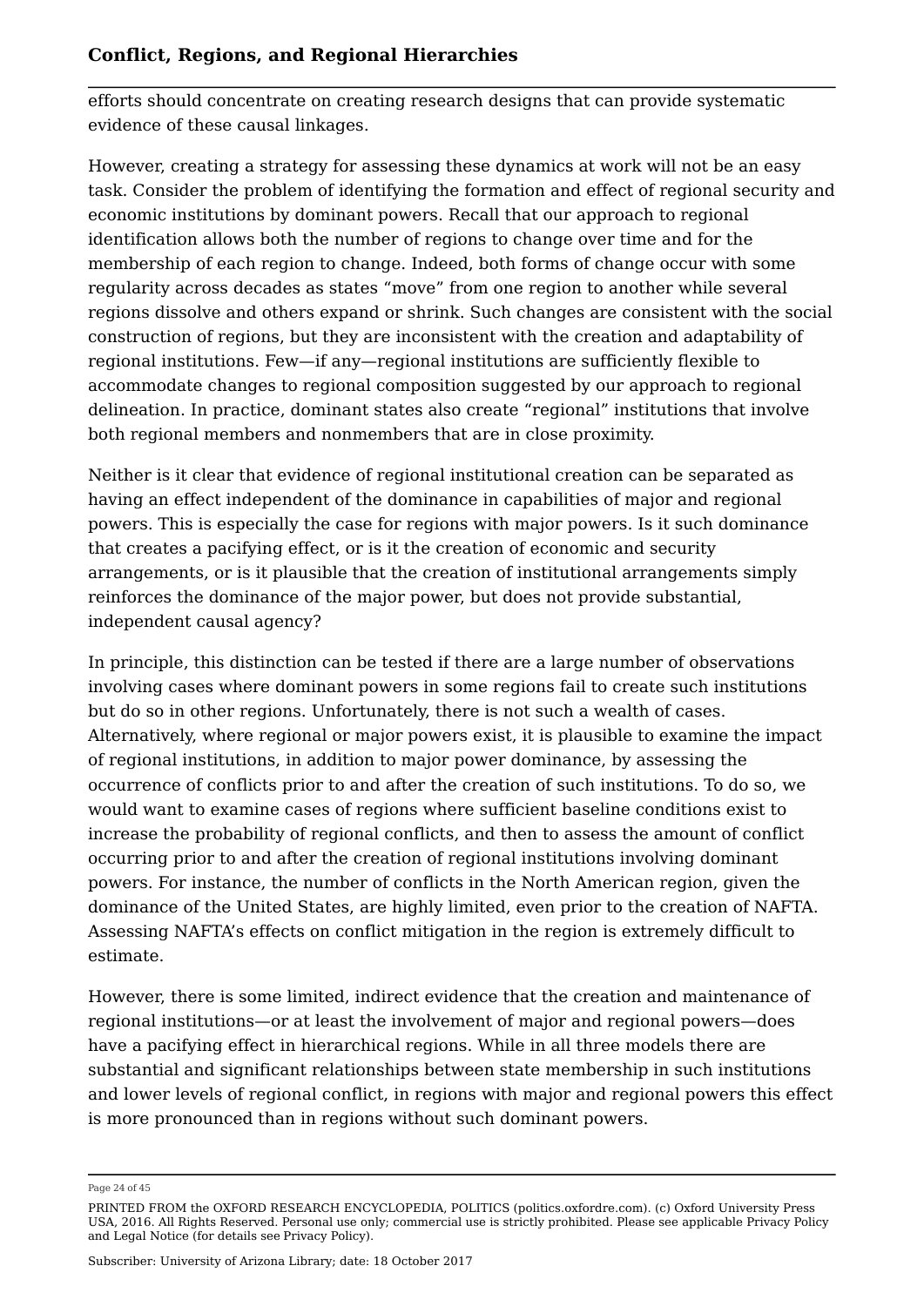efforts should concentrate on creating research designs that can provide systematic evidence of these causal linkages.

However, creating a strategy for assessing these dynamics at work will not be an easy task. Consider the problem of identifying the formation and effect of regional security and economic institutions by dominant powers. Recall that our approach to regional identification allows both the number of regions to change over time and for the membership of each region to change. Indeed, both forms of change occur with some regularity across decades as states "move" from one region to another while several regions dissolve and others expand or shrink. Such changes are consistent with the social construction of regions, but they are inconsistent with the creation and adaptability of regional institutions. Few—if any—regional institutions are sufficiently flexible to accommodate changes to regional composition suggested by our approach to regional delineation. In practice, dominant states also create "regional" institutions that involve both regional members and nonmembers that are in close proximity.

Neither is it clear that evidence of regional institutional creation can be separated as having an effect independent of the dominance in capabilities of major and regional powers. This is especially the case for regions with major powers. Is it such dominance that creates a pacifying effect, or is it the creation of economic and security arrangements, or is it plausible that the creation of institutional arrangements simply reinforces the dominance of the major power, but does not provide substantial, independent causal agency?

In principle, this distinction can be tested if there are a large number of observations involving cases where dominant powers in some regions fail to create such institutions but do so in other regions. Unfortunately, there is not such a wealth of cases. Alternatively, where regional or major powers exist, it is plausible to examine the impact of regional institutions, in addition to major power dominance, by assessing the occurrence of conflicts prior to and after the creation of such institutions. To do so, we would want to examine cases of regions where sufficient baseline conditions exist to increase the probability of regional conflicts, and then to assess the amount of conflict occurring prior to and after the creation of regional institutions involving dominant powers. For instance, the number of conflicts in the North American region, given the dominance of the United States, are highly limited, even prior to the creation of NAFTA. Assessing NAFTA's effects on conflict mitigation in the region is extremely difficult to estimate.

However, there is some limited, indirect evidence that the creation and maintenance of regional institutions—or at least the involvement of major and regional powers—does have a pacifying effect in hierarchical regions. While in all three models there are substantial and significant relationships between state membership in such institutions and lower levels of regional conflict, in regions with major and regional powers this effect is more pronounced than in regions without such dominant powers.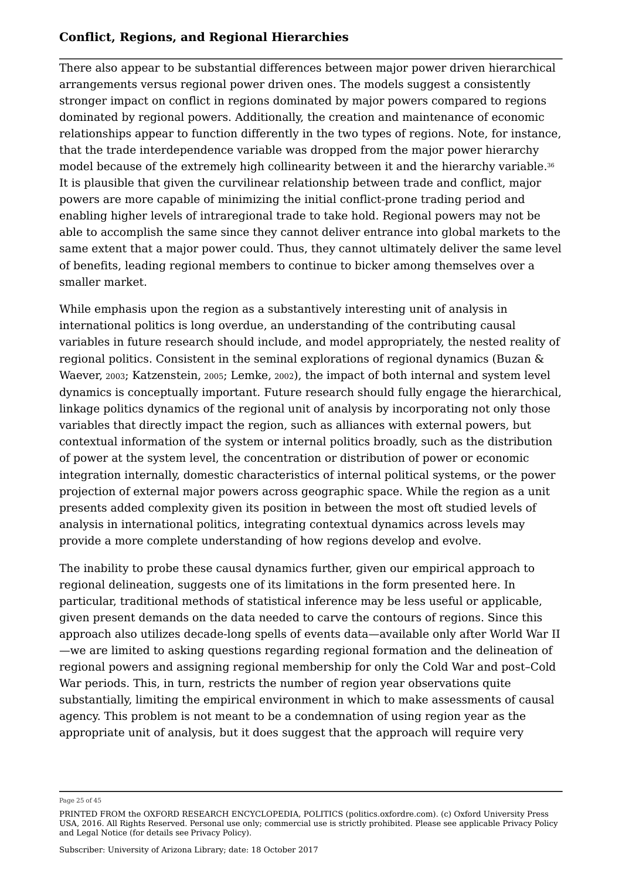There also appear to be substantial differences between major power driven hierarchical arrangements versus regional power driven ones. The models suggest a consistently stronger impact on conflict in regions dominated by major powers compared to regions dominated by regional powers. Additionally, the creation and maintenance of economic relationships appear to function differently in the two types of regions. Note, for instance, that the trade interdependence variable was dropped from the major power hierarchy model because of the extremely high collinearity between it and the hierarchy variable.[36] It is plausible that given the curvilinear relationship between trade and conflict, major powers are more capable of minimizing the initial conflict-prone trading period and enabling higher levels of intraregional trade to take hold. Regional powers may not be able to accomplish the same since they cannot deliver entrance into global markets to the same extent that a major power could. Thus, they cannot ultimately deliver the same level of benefits, leading regional members to continue to bicker among themselves over a smaller market.

While emphasis upon the region as a substantively interesting unit of analysis in international politics is long overdue, an understanding of the contributing causal variables in future research should include, and model appropriately, the nested reality of regional politics. Consistent in the seminal explorations of regional dynamics (Buzan & Waever, 2003; Katzenstein, 2005; Lemke, 2002), the impact of both internal and system level dynamics is conceptually important. Future research should fully engage the hierarchical, linkage politics dynamics of the regional unit of analysis by incorporating not only those variables that directly impact the region, such as alliances with external powers, but contextual information of the system or internal politics broadly, such as the distribution of power at the system level, the concentration or distribution of power or economic integration internally, domestic characteristics of internal political systems, or the power projection of external major powers across geographic space. While the region as a unit presents added complexity given its position in between the most oft studied levels of analysis in international politics, integrating contextual dynamics across levels may provide a more complete understanding of how regions develop and evolve.

The inability to probe these causal dynamics further, given our empirical approach to regional delineation, suggests one of its limitations in the form presented here. In particular, traditional methods of statistical inference may be less useful or applicable, given present demands on the data needed to carve the contours of regions. Since this approach also utilizes decade-long spells of events data—available only after World War II—we are limited to asking questions regarding regional formation and the delineation of regional powers and assigning regional membership for only the Cold War and post–Cold War periods. This, in turn, restricts the number of region year observations quite substantially, limiting the empirical environment in which to make assessments of causal agency. This problem is not meant to be a condemnation of using region year as the appropriate unit of analysis, but it does suggest that the approach will require very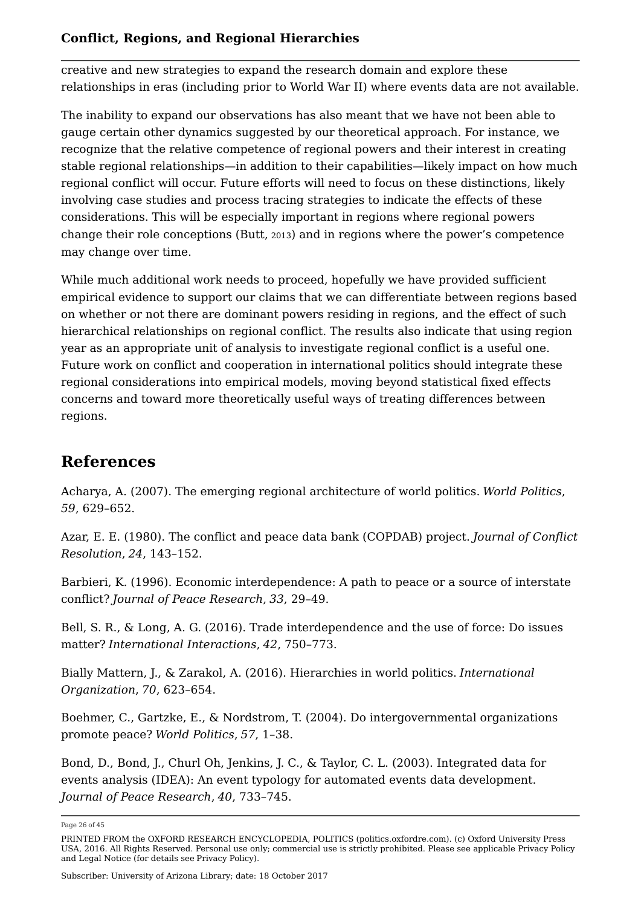creative and new strategies to expand the research domain and explore these relationships in eras (including prior to World War II) where events data are not available.

The inability to expand our observations has also meant that we have not been able to gauge certain other dynamics suggested by our theoretical approach. For instance, we recognize that the relative competence of regional powers and their interest in creating stable regional relationships—in addition to their capabilities—likely impact on how much regional conflict will occur. Future efforts will need to focus on these distinctions, likely involving case studies and process tracing strategies to indicate the effects of these considerations. This will be especially important in regions where regional powers change their role conceptions (Butt, 2013) and in regions where the power's competence may change over time.

While much additional work needs to proceed, hopefully we have provided sufficient empirical evidence to support our claims that we can differentiate between regions based on whether or not there are dominant powers residing in regions, and the effect of such hierarchical relationships on regional conflict. The results also indicate that using region year as an appropriate unit of analysis to investigate regional conflict is a useful one. Future work on conflict and cooperation in international politics should integrate these regional considerations into empirical models, moving beyond statistical fixed effects concerns and toward more theoretically useful ways of treating differences between regions.

## References

Acharya, A. (2007). The emerging regional architecture of world politics. *World Politics*, *59*, 629–652.

Azar, E. E. (1980). The conflict and peace data bank (COPDAB) project. *Journal of Conflict Resolution*, *24*, 143–152.

Barbieri, K. (1996). Economic interdependence: A path to peace or a source of interstate conflict? *Journal of Peace Research*, *33*, 29–49.

Bell, S. R., & Long, A. G. (2016). Trade interdependence and the use of force: Do issues matter? *International Interactions*, *42*, 750–773.

Bially Mattern, J., & Zarakol, A. (2016). Hierarchies in world politics. *International Organization*, *70*, 623–654.

Boehmer, C., Gartzke, E., & Nordstrom, T. (2004). Do intergovernmental organizations promote peace? *World Politics*, *57*, 1–38.

Bond, D., Bond, J., Churl Oh, Jenkins, J. C., & Taylor, C. L. (2003). Integrated data for events analysis (IDEA): An event typology for automated events data development. *Journal of Peace Research*, *40*, 733–745.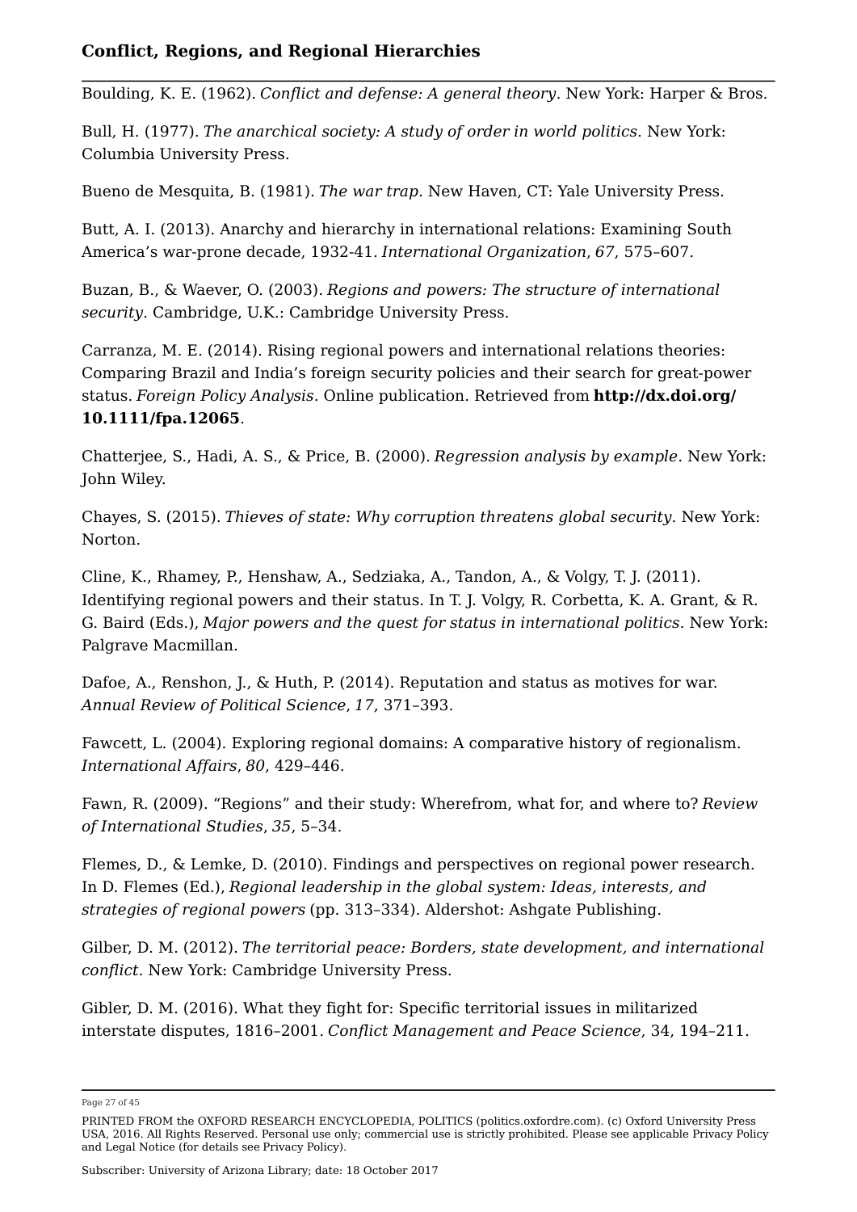Boulding, K. E. (1962). *Conflict and defense: A general theory*. New York: Harper & Bros.

Bull, H. (1977). *The anarchical society: A study of order in world politics*. New York: Columbia University Press.

Bueno de Mesquita, B. (1981). *The war trap*. New Haven, CT: Yale University Press.

Butt, A. I. (2013). Anarchy and hierarchy in international relations: Examining South America's war-prone decade, 1932-41. *International Organization*, *67*, 575–607.

Buzan, B., & Waever, O. (2003). *Regions and powers: The structure of international security*. Cambridge, U.K.: Cambridge University Press.

Carranza, M. E. (2014). Rising regional powers and international relations theories: Comparing Brazil and India's foreign security policies and their search for great-power status. *Foreign Policy Analysis*. Online publication. Retrieved from **http://dx.doi.org/10.1111/fpa.12065**.

Chatterjee, S., Hadi, A. S., & Price, B. (2000). *Regression analysis by example*. New York: John Wiley.

Chayes, S. (2015). *Thieves of state: Why corruption threatens global security*. New York: Norton.

Cline, K., Rhamey, P., Henshaw, A., Sedziaka, A., Tandon, A., & Volgy, T. J. (2011). Identifying regional powers and their status. In T. J. Volgy, R. Corbetta, K. A. Grant, & R. G. Baird (Eds.), *Major powers and the quest for status in international politics*. New York: Palgrave Macmillan.

Dafoe, A., Renshon, J., & Huth, P. (2014). Reputation and status as motives for war. *Annual Review of Political Science*, *17*, 371–393.

Fawcett, L. (2004). Exploring regional domains: A comparative history of regionalism. *International Affairs*, *80*, 429–446.

Fawn, R. (2009). "Regions" and their study: Wherefrom, what for, and where to? *Review of International Studies*, *35*, 5–34.

Flemes, D., & Lemke, D. (2010). Findings and perspectives on regional power research. In D. Flemes (Ed.), *Regional leadership in the global system: Ideas, interests, and strategies of regional powers* (pp. 313–334). Aldershot: Ashgate Publishing.

Gilber, D. M. (2012). *The territorial peace: Borders, state development, and international conflict*. New York: Cambridge University Press.

Gibler, D. M. (2016). What they fight for: Specific territorial issues in militarized interstate disputes, 1816–2001. *Conflict Management and Peace Science*, 34, 194–211.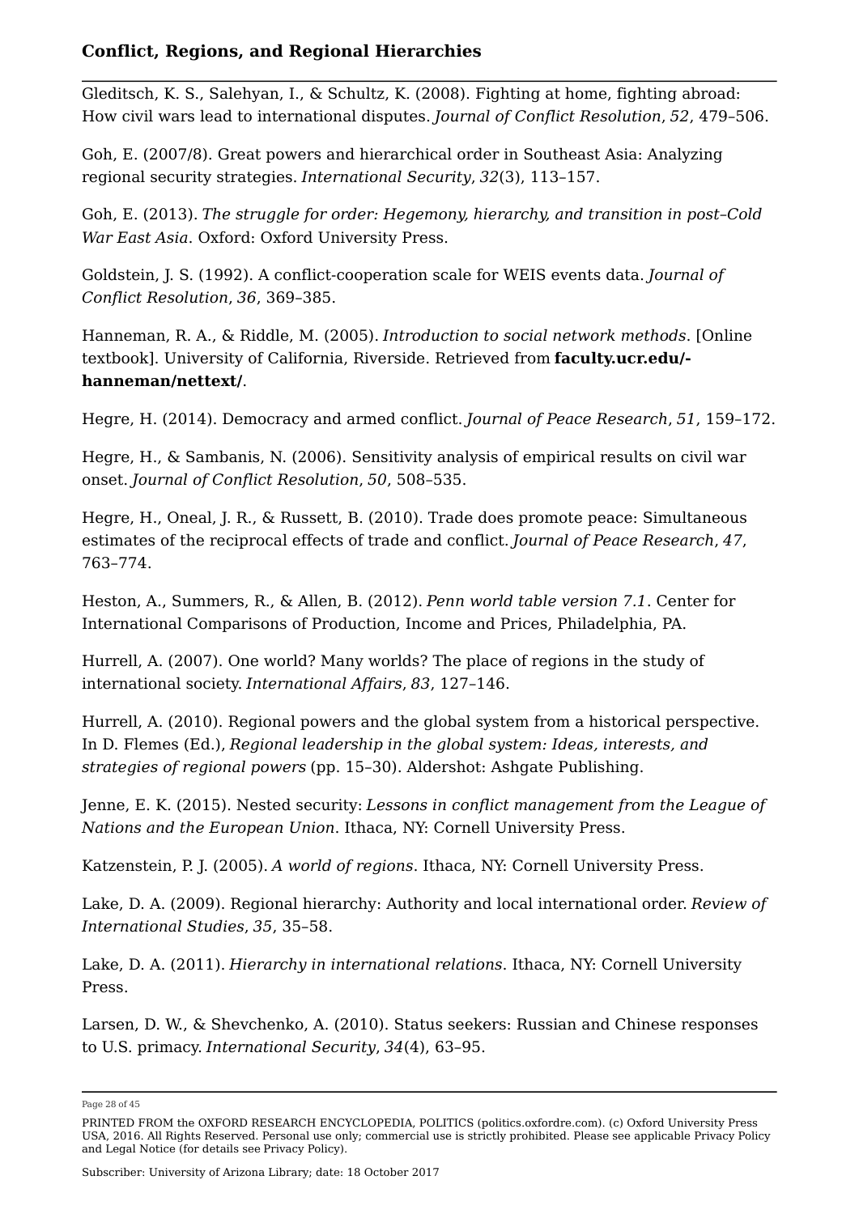Gleditsch, K. S., Salehyan, I., & Schultz, K. (2008). Fighting at home, fighting abroad: How civil wars lead to international disputes. *Journal of Conflict Resolution*, *52*, 479–506.

Goh, E. (2007/8). Great powers and hierarchical order in Southeast Asia: Analyzing regional security strategies. *International Security*, *32*(3), 113–157.

Goh, E. (2013). *The struggle for order: Hegemony, hierarchy, and transition in post–Cold War East Asia*. Oxford: Oxford University Press.

Goldstein, J. S. (1992). A conflict-cooperation scale for WEIS events data. *Journal of Conflict Resolution*, *36*, 369–385.

Hanneman, R. A., & Riddle, M. (2005). *Introduction to social network methods*. [Online textbook]. University of California, Riverside. Retrieved from **faculty.ucr.edu/-hanneman/nettext/**.

Hegre, H. (2014). Democracy and armed conflict. *Journal of Peace Research*, *51*, 159–172.

Hegre, H., & Sambanis, N. (2006). Sensitivity analysis of empirical results on civil war onset. *Journal of Conflict Resolution*, *50*, 508–535.

Hegre, H., Oneal, J. R., & Russett, B. (2010). Trade does promote peace: Simultaneous estimates of the reciprocal effects of trade and conflict. *Journal of Peace Research*, *47*, 763–774.

Heston, A., Summers, R., & Allen, B. (2012). *Penn world table version 7.1*. Center for International Comparisons of Production, Income and Prices, Philadelphia, PA.

Hurrell, A. (2007). One world? Many worlds? The place of regions in the study of international society. *International Affairs*, *83*, 127–146.

Hurrell, A. (2010). Regional powers and the global system from a historical perspective. In D. Flemes (Ed.), *Regional leadership in the global system: Ideas, interests, and strategies of regional powers* (pp. 15–30). Aldershot: Ashgate Publishing.

Jenne, E. K. (2015). Nested security: *Lessons in conflict management from the League of Nations and the European Union*. Ithaca, NY: Cornell University Press.

Katzenstein, P. J. (2005). *A world of regions*. Ithaca, NY: Cornell University Press.

Lake, D. A. (2009). Regional hierarchy: Authority and local international order. *Review of International Studies*, *35*, 35–58.

Lake, D. A. (2011). *Hierarchy in international relations*. Ithaca, NY: Cornell University Press.

Larsen, D. W., & Shevchenko, A. (2010). Status seekers: Russian and Chinese responses to U.S. primacy. *International Security*, *34*(4), 63–95.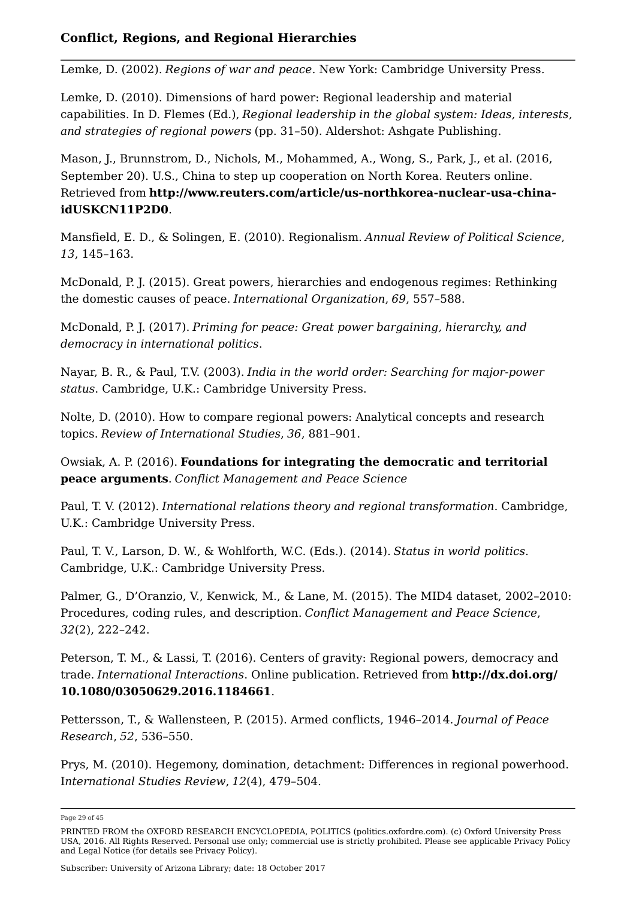Lemke, D. (2002). *Regions of war and peace*. New York: Cambridge University Press.

Lemke, D. (2010). Dimensions of hard power: Regional leadership and material capabilities. In D. Flemes (Ed.), *Regional leadership in the global system: Ideas, interests, and strategies of regional powers* (pp. 31–50). Aldershot: Ashgate Publishing.

Mason, J., Brunnstrom, D., Nichols, M., Mohammed, A., Wong, S., Park, J., et al. (2016, September 20). U.S., China to step up cooperation on North Korea. Reuters online. Retrieved from **http://www.reuters.com/article/us-northkorea-nuclear-usa-china-idUSKCN11P2D0**.

Mansfield, E. D., & Solingen, E. (2010). Regionalism. *Annual Review of Political Science*, *13*, 145–163.

McDonald, P. J. (2015). Great powers, hierarchies and endogenous regimes: Rethinking the domestic causes of peace. *International Organization*, *69*, 557–588.

McDonald, P. J. (2017). *Priming for peace: Great power bargaining, hierarchy, and democracy in international politics*.

Nayar, B. R., & Paul, T.V. (2003). *India in the world order: Searching for major-power status*. Cambridge, U.K.: Cambridge University Press.

Nolte, D. (2010). How to compare regional powers: Analytical concepts and research topics. *Review of International Studies*, *36*, 881–901.

Owsiak, A. P. (2016). **Foundations for integrating the democratic and territorial peace arguments**. *Conflict Management and Peace Science*

Paul, T. V. (2012). *International relations theory and regional transformation*. Cambridge, U.K.: Cambridge University Press.

Paul, T. V., Larson, D. W., & Wohlforth, W.C. (Eds.). (2014). *Status in world politics*. Cambridge, U.K.: Cambridge University Press.

Palmer, G., D'Oranzio, V., Kenwick, M., & Lane, M. (2015). The MID4 dataset, 2002–2010: Procedures, coding rules, and description. *Conflict Management and Peace Science*, *32*(2), 222–242.

Peterson, T. M., & Lassi, T. (2016). Centers of gravity: Regional powers, democracy and trade. *International Interactions*. Online publication. Retrieved from **http://dx.doi.org/10.1080/03050629.2016.1184661**.

Pettersson, T., & Wallensteen, P. (2015). Armed conflicts, 1946–2014. *Journal of Peace Research*, *52*, 536–550.

Prys, M. (2010). Hegemony, domination, detachment: Differences in regional powerhood. I*nternational Studies Review*, *12*(4), 479–504.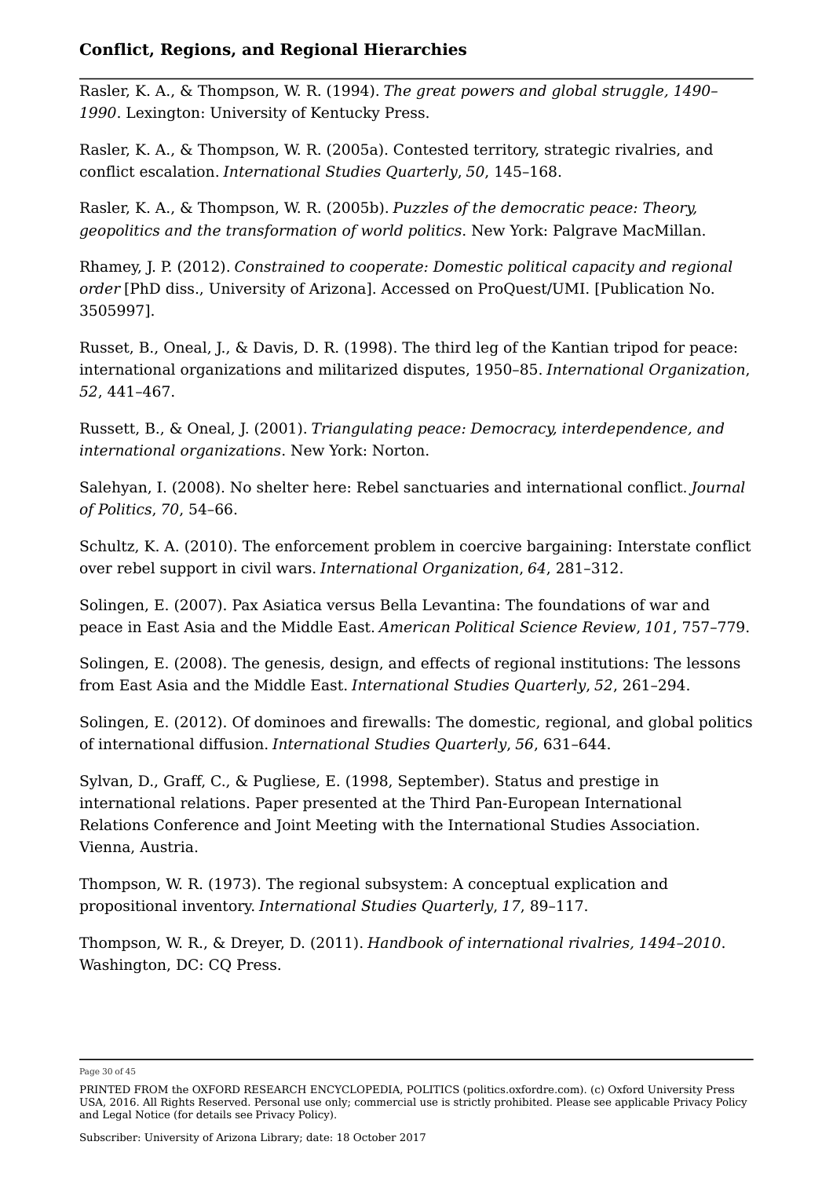Rasler, K. A., & Thompson, W. R. (1994). *The great powers and global struggle, 1490–1990*. Lexington: University of Kentucky Press.

Rasler, K. A., & Thompson, W. R. (2005a). Contested territory, strategic rivalries, and conflict escalation. *International Studies Quarterly*, *50*, 145–168.

Rasler, K. A., & Thompson, W. R. (2005b). *Puzzles of the democratic peace: Theory, geopolitics and the transformation of world politics*. New York: Palgrave MacMillan.

Rhamey, J. P. (2012). *Constrained to cooperate: Domestic political capacity and regional order* [PhD diss., University of Arizona]. Accessed on ProQuest/UMI. [Publication No. 3505997].

Russet, B., Oneal, J., & Davis, D. R. (1998). The third leg of the Kantian tripod for peace: international organizations and militarized disputes, 1950–85. *International Organization*, *52*, 441–467.

Russett, B., & Oneal, J. (2001). *Triangulating peace: Democracy, interdependence, and international organizations*. New York: Norton.

Salehyan, I. (2008). No shelter here: Rebel sanctuaries and international conflict. *Journal of Politics*, *70*, 54–66.

Schultz, K. A. (2010). The enforcement problem in coercive bargaining: Interstate conflict over rebel support in civil wars. *International Organization*, *64*, 281–312.

Solingen, E. (2007). Pax Asiatica versus Bella Levantina: The foundations of war and peace in East Asia and the Middle East. *American Political Science Review*, *101*, 757–779.

Solingen, E. (2008). The genesis, design, and effects of regional institutions: The lessons from East Asia and the Middle East. *International Studies Quarterly*, *52*, 261–294.

Solingen, E. (2012). Of dominoes and firewalls: The domestic, regional, and global politics of international diffusion. *International Studies Quarterly*, *56*, 631–644.

Sylvan, D., Graff, C., & Pugliese, E. (1998, September). Status and prestige in international relations. Paper presented at the Third Pan-European International Relations Conference and Joint Meeting with the International Studies Association. Vienna, Austria.

Thompson, W. R. (1973). The regional subsystem: A conceptual explication and propositional inventory. *International Studies Quarterly*, *17*, 89–117.

Thompson, W. R., & Dreyer, D. (2011). *Handbook of international rivalries, 1494–2010*. Washington, DC: CQ Press.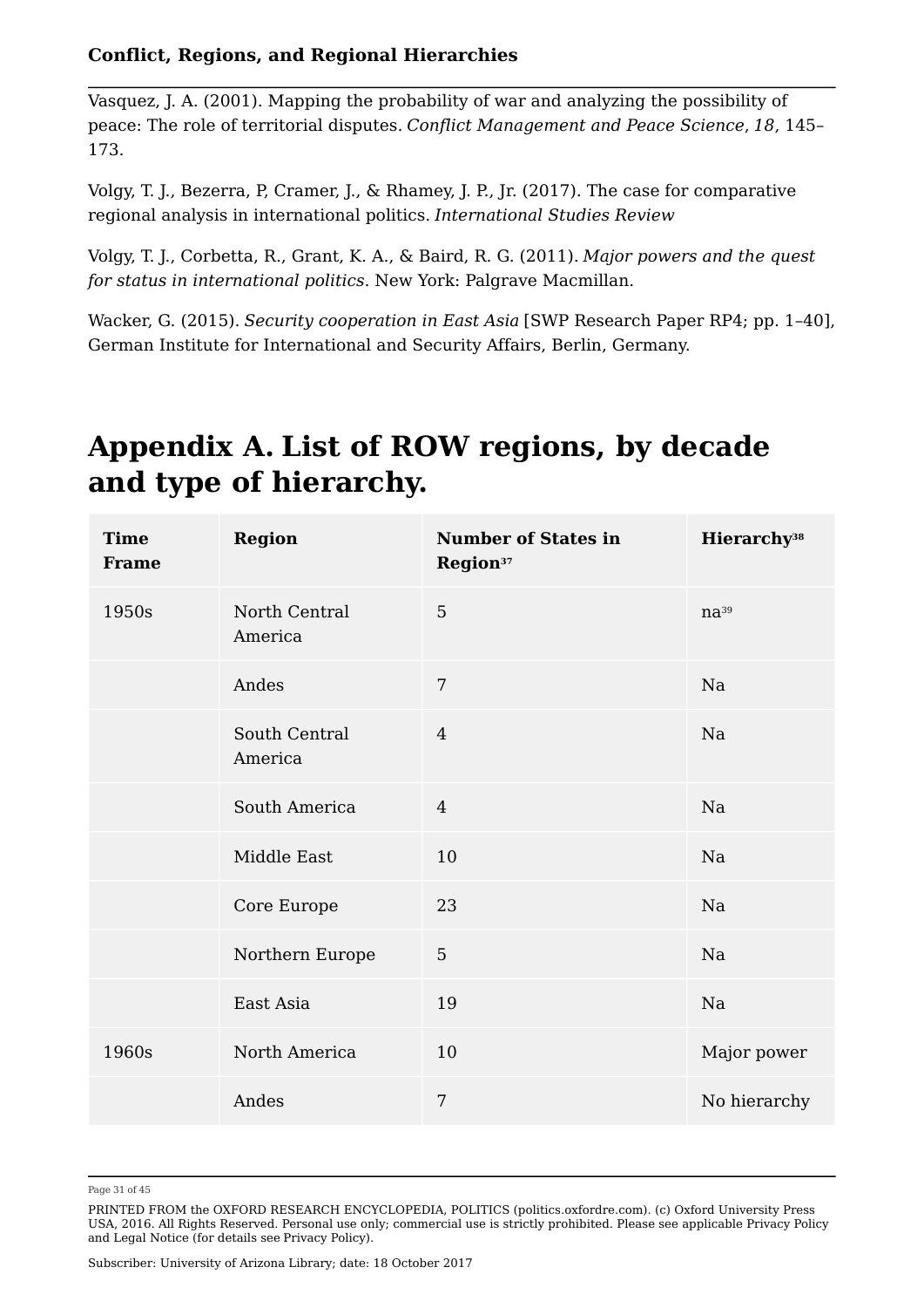Vasquez, J. A. (2001). Mapping the probability of war and analyzing the possibility of peace: The role of territorial disputes. *Conflict Management and Peace Science*, *18*, 145–173.

Volgy, T. J., Bezerra, P, Cramer, J., & Rhamey, J. P., Jr. (2017). The case for comparative regional analysis in international politics. *International Studies Review*

Volgy, T. J., Corbetta, R., Grant, K. A., & Baird, R. G. (2011). *Major powers and the quest for status in international politics*. New York: Palgrave Macmillan.

Wacker, G. (2015). *Security cooperation in East Asia* [SWP Research Paper RP4; pp. 1–40], German Institute for International and Security Affairs, Berlin, Germany.

# Appendix A. List of ROW regions, by decade and type of hierarchy.

| Time Frame | Region | Number of States in Region[37] | Hierarchy[38] |
|---|---|---|---|
| 1950s | North Central America | 5 | na[39] |
| | Andes | 7 | Na |
| | South Central America | 4 | Na |
| | South America | 4 | Na |
| | Middle East | 10 | Na |
| | Core Europe | 23 | Na |
| | Northern Europe | 5 | Na |
| | East Asia | 19 | Na |
| 1960s | North America | 10 | Major power |
| | Andes | 7 | No hierarchy |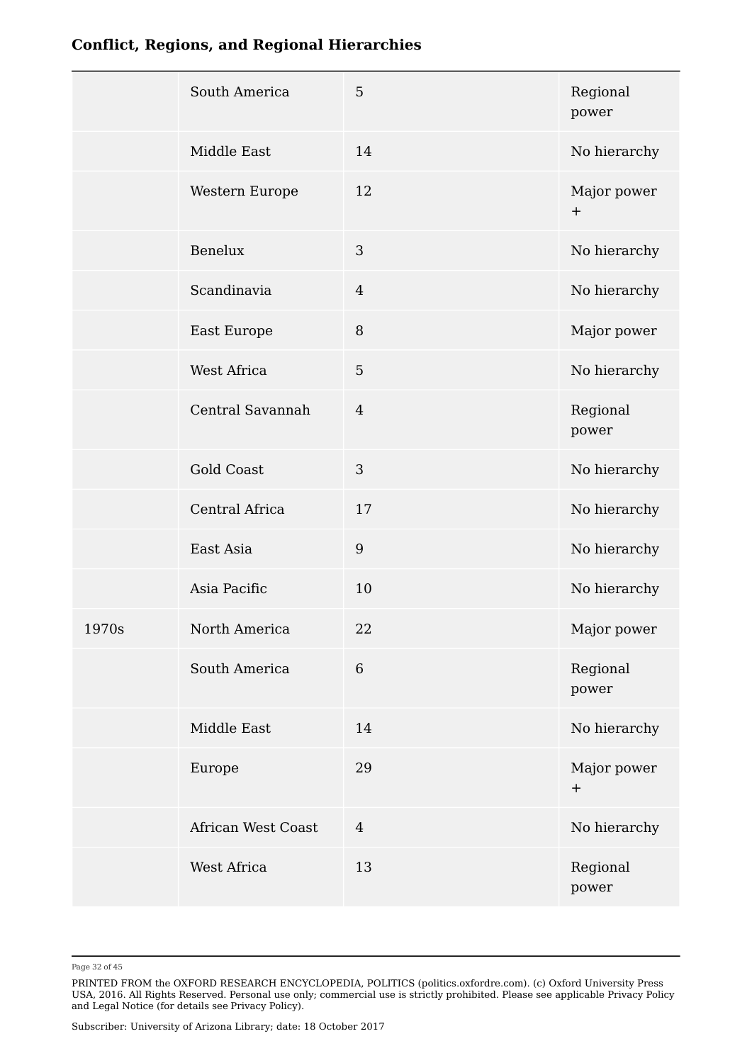| | | | |
|---|---|---|---|
| | South America | 5 | Regional power |
| | Middle East | 14 | No hierarchy |
| | Western Europe | 12 | Major power + |
| | Benelux | 3 | No hierarchy |
| | Scandinavia | 4 | No hierarchy |
| | East Europe | 8 | Major power |
| | West Africa | 5 | No hierarchy |
| | Central Savannah | 4 | Regional power |
| | Gold Coast | 3 | No hierarchy |
| | Central Africa | 17 | No hierarchy |
| | East Asia | 9 | No hierarchy |
| | Asia Pacific | 10 | No hierarchy |
| 1970s | North America | 22 | Major power |
| | South America | 6 | Regional power |
| | Middle East | 14 | No hierarchy |
| | Europe | 29 | Major power + |
| | African West Coast | 4 | No hierarchy |
| | West Africa | 13 | Regional power |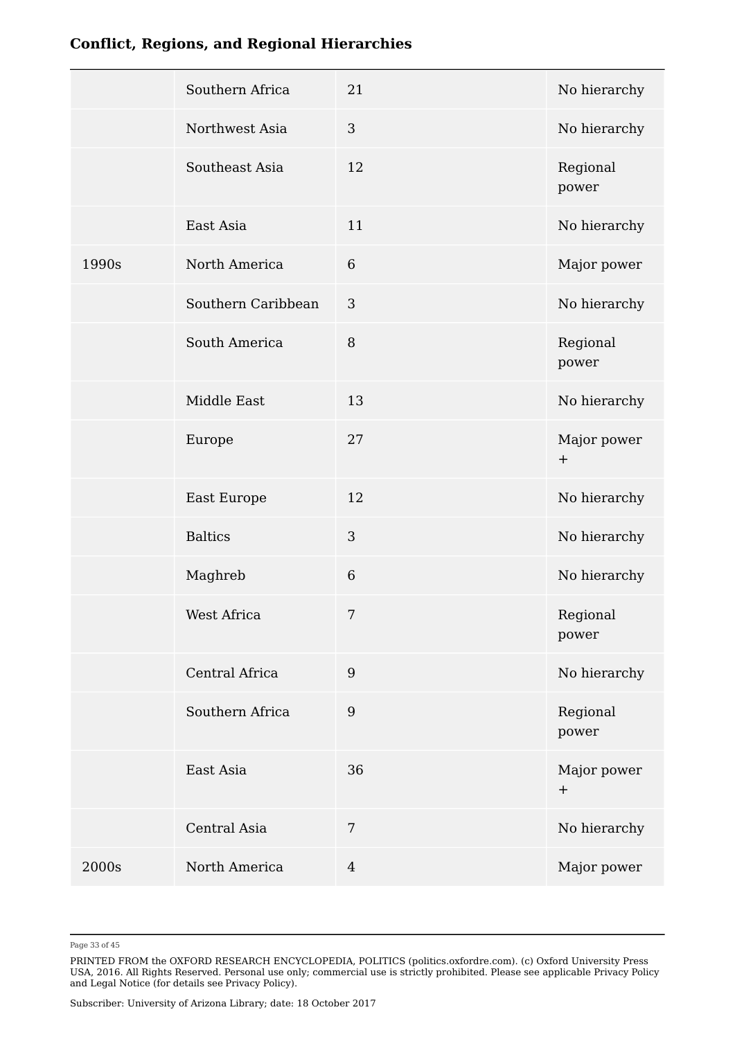| | | | |
|---|---|---|---|
| | Southern Africa | 21 | No hierarchy |
| | Northwest Asia | 3 | No hierarchy |
| | Southeast Asia | 12 | Regional power |
| | East Asia | 11 | No hierarchy |
| 1990s | North America | 6 | Major power |
| | Southern Caribbean | 3 | No hierarchy |
| | South America | 8 | Regional power |
| | Middle East | 13 | No hierarchy |
| | Europe | 27 | Major power + |
| | East Europe | 12 | No hierarchy |
| | Baltics | 3 | No hierarchy |
| | Maghreb | 6 | No hierarchy |
| | West Africa | 7 | Regional power |
| | Central Africa | 9 | No hierarchy |
| | Southern Africa | 9 | Regional power |
| | East Asia | 36 | Major power + |
| | Central Asia | 7 | No hierarchy |
| 2000s | North America | 4 | Major power |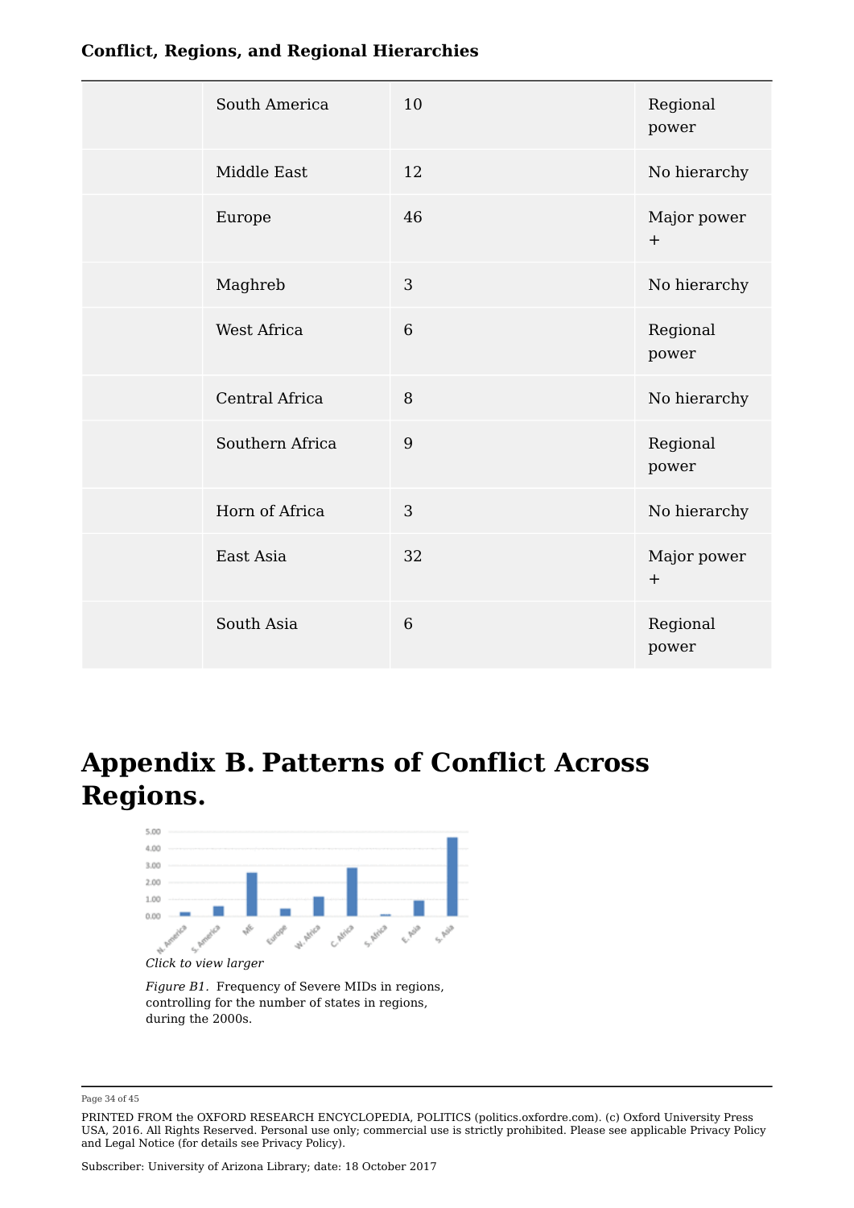| | South America | 10 | Regional power |
|---|---|---|---|
| | Middle East | 12 | No hierarchy |
| | Europe | 46 | Major power + |
| | Maghreb | 3 | No hierarchy |
| | West Africa | 6 | Regional power |
| | Central Africa | 8 | No hierarchy |
| | Southern Africa | 9 | Regional power |
| | Horn of Africa | 3 | No hierarchy |
| | East Asia | 32 | Major power + |
| | South Asia | 6 | Regional power |

# Appendix B. Patterns of Conflict Across Regions.

*Click to view larger*

*Figure B1.* Frequency of Severe MIDs in regions, controlling for the number of states in regions, during the 2000s.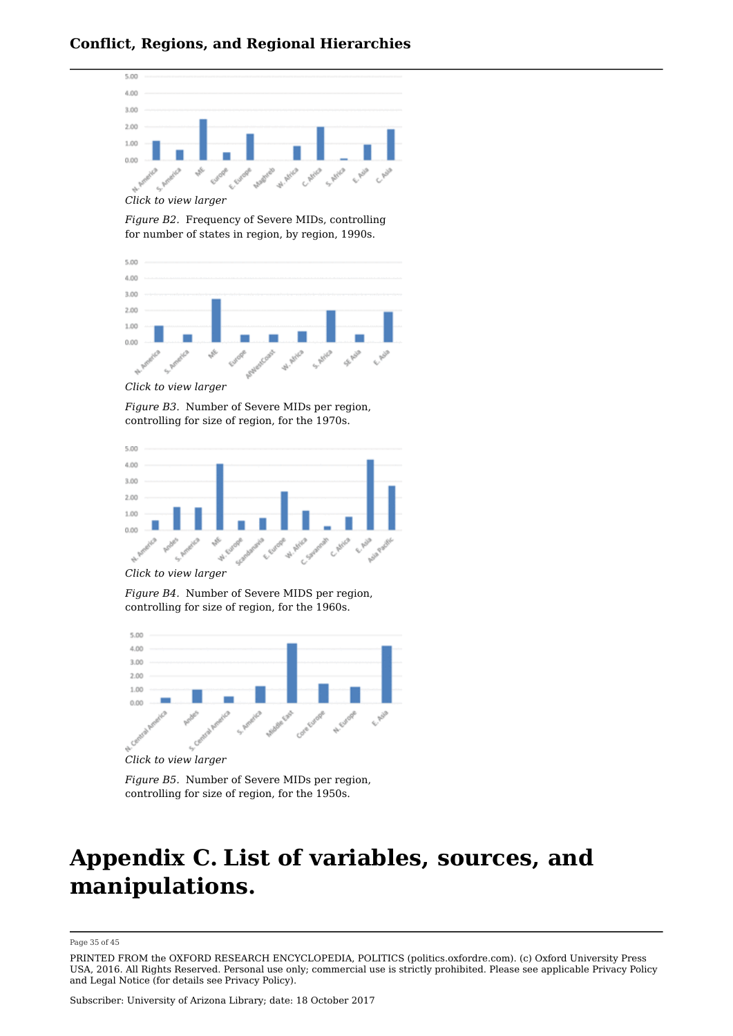Click to view larger

*Figure B2.* Frequency of Severe MIDs, controlling for number of states in region, by region, 1990s.

Click to view larger

*Figure B3.* Number of Severe MIDs per region, controlling for size of region, for the 1970s.

Click to view larger

*Figure B4.* Number of Severe MIDS per region, controlling for size of region, for the 1960s.

Click to view larger

*Figure B5.* Number of Severe MIDs per region, controlling for size of region, for the 1950s.

# Appendix C. List of variables, sources, and manipulations.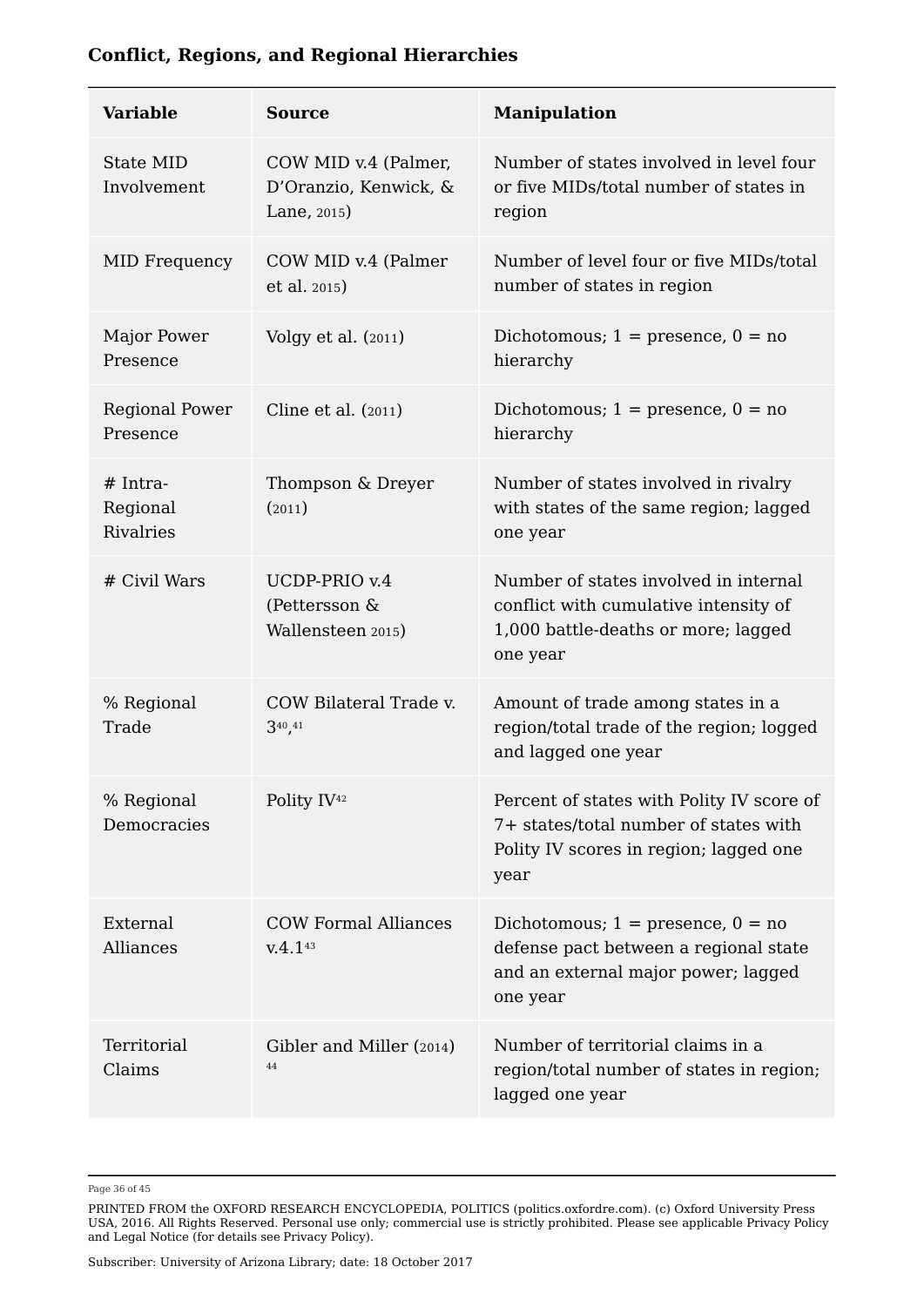**Conflict, Regions, and Regional Hierarchies**

| Variable | Source | Manipulation |
| --- | --- | --- |
| State MID Involvement | COW MID v.4 (Palmer, D'Oranzio, Kenwick, & Lane, 2015) | Number of states involved in level four or five MIDs/total number of states in region |
| MID Frequency | COW MID v.4 (Palmer et al. 2015) | Number of level four or five MIDs/total number of states in region |
| Major Power Presence | Volgy et al. (2011) | Dichotomous; 1 = presence, 0 = no hierarchy |
| Regional Power Presence | Cline et al. (2011) | Dichotomous; 1 = presence, 0 = no hierarchy |
| # Intra-Regional Rivalries | Thompson & Dreyer (2011) | Number of states involved in rivalry with states of the same region; lagged one year |
| # Civil Wars | UCDP-PRIO v.4 (Pettersson & Wallensteen 2015) | Number of states involved in internal conflict with cumulative intensity of 1,000 battle-deaths or more; lagged one year |
| % Regional Trade | COW Bilateral Trade v. 3[40],[41] | Amount of trade among states in a region/total trade of the region; logged and lagged one year |
| % Regional Democracies | Polity IV[42] | Percent of states with Polity IV score of 7+ states/total number of states with Polity IV scores in region; lagged one year |
| External Alliances | COW Formal Alliances v.4.1[43] | Dichotomous; 1 = presence, 0 = no defense pact between a regional state and an external major power; lagged one year |
| Territorial Claims | Gibler and Miller (2014) [44] | Number of territorial claims in a region/total number of states in region; lagged one year |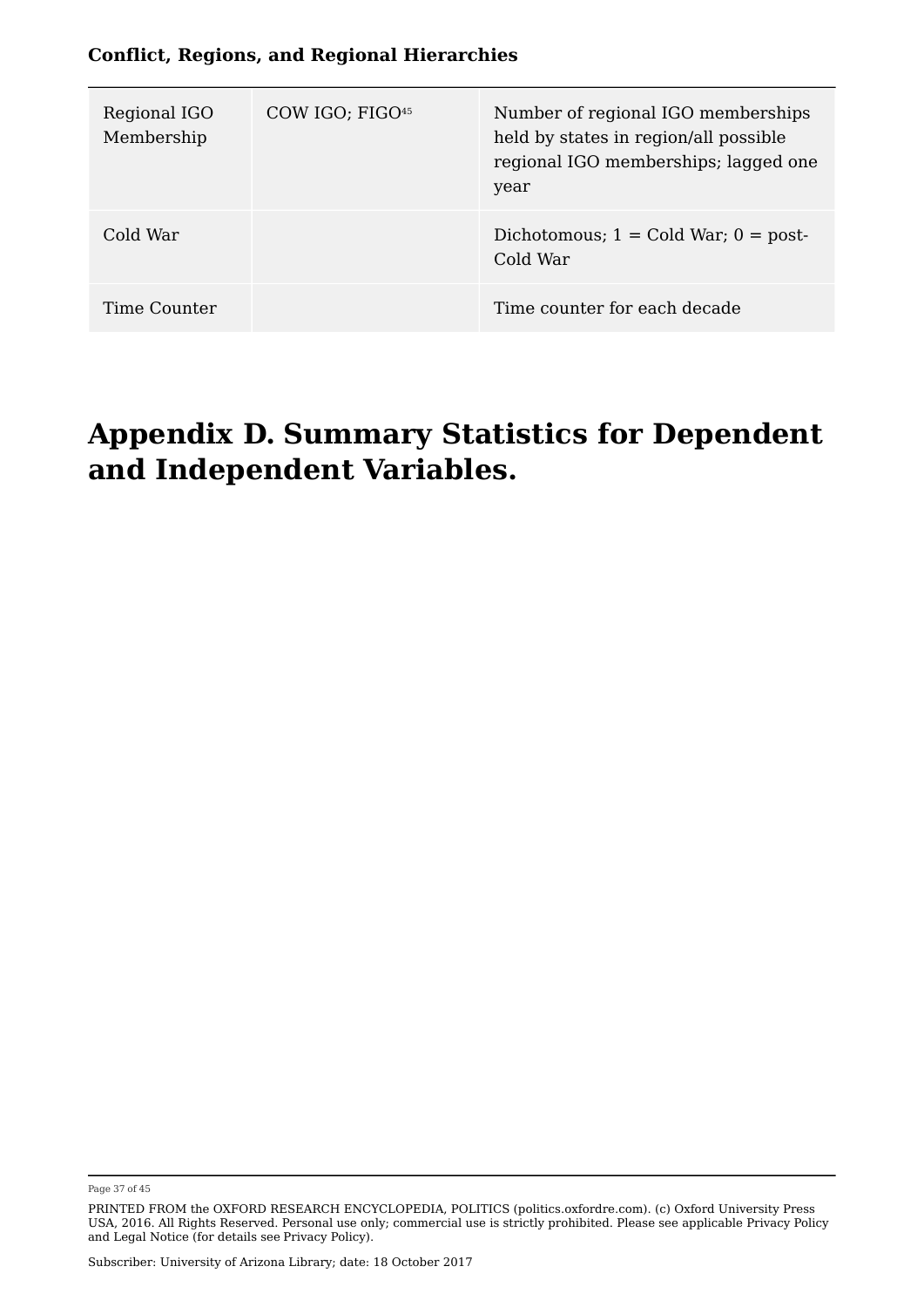| | | |
|---|---|---|
| Regional IGO Membership | COW IGO; FIGO[45] | Number of regional IGO memberships held by states in region/all possible regional IGO memberships; lagged one year |
| Cold War | | Dichotomous; 1 = Cold War; 0 = post-Cold War |
| Time Counter | | Time counter for each decade |

# Appendix D. Summary Statistics for Dependent and Independent Variables.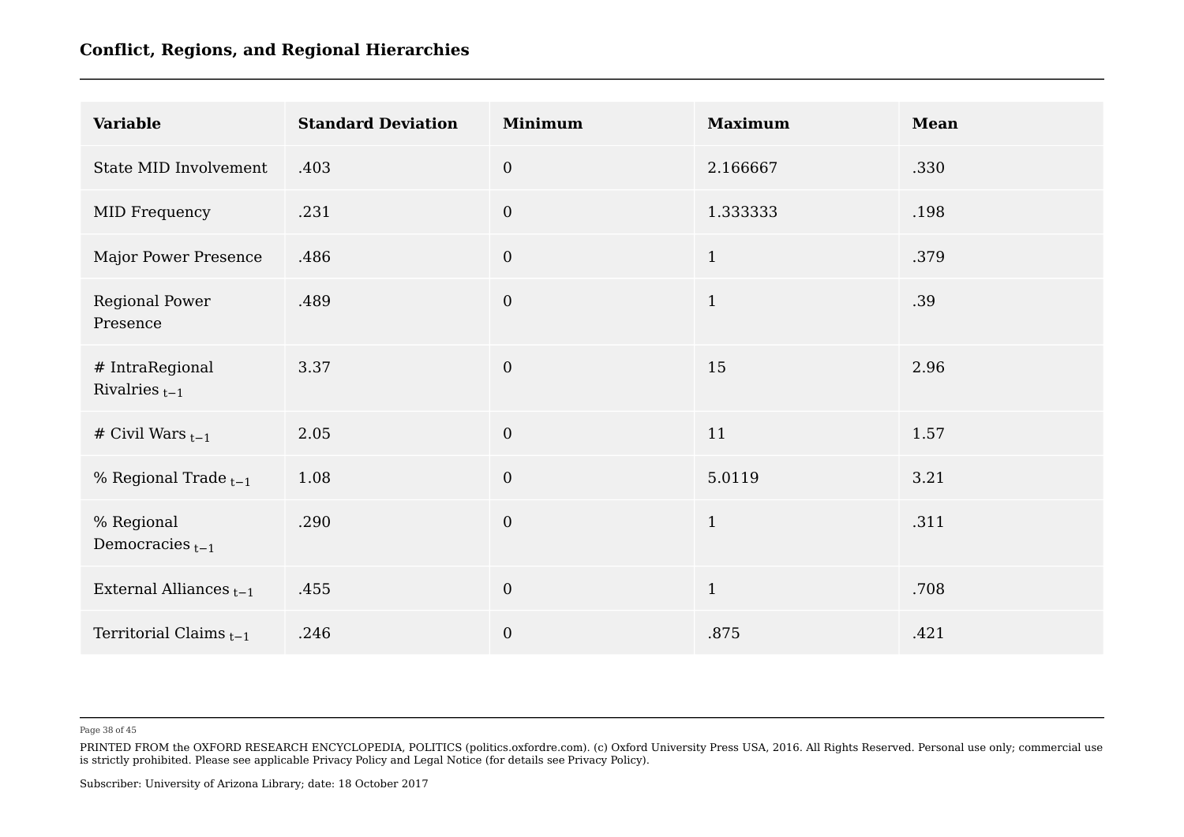| Variable | Standard Deviation | Minimum | Maximum | Mean |
|---|---|---|---|---|
| State MID Involvement | .403 | 0 | 2.166667 | .330 |
| MID Frequency | .231 | 0 | 1.333333 | .198 |
| Major Power Presence | .486 | 0 | 1 | .379 |
| Regional Power Presence | .489 | 0 | 1 | .39 |
| # IntraRegional Rivalries $_{t-1}$ | 3.37 | 0 | 15 | 2.96 |
| # Civil Wars $_{t-1}$ | 2.05 | 0 | 11 | 1.57 |
| % Regional Trade $_{t-1}$ | 1.08 | 0 | 5.0119 | 3.21 |
| % Regional Democracies $_{t-1}$ | .290 | 0 | 1 | .311 |
| External Alliances $_{t-1}$ | .455 | 0 | 1 | .708 |
| Territorial Claims $_{t-1}$ | .246 | 0 | .875 | .421 |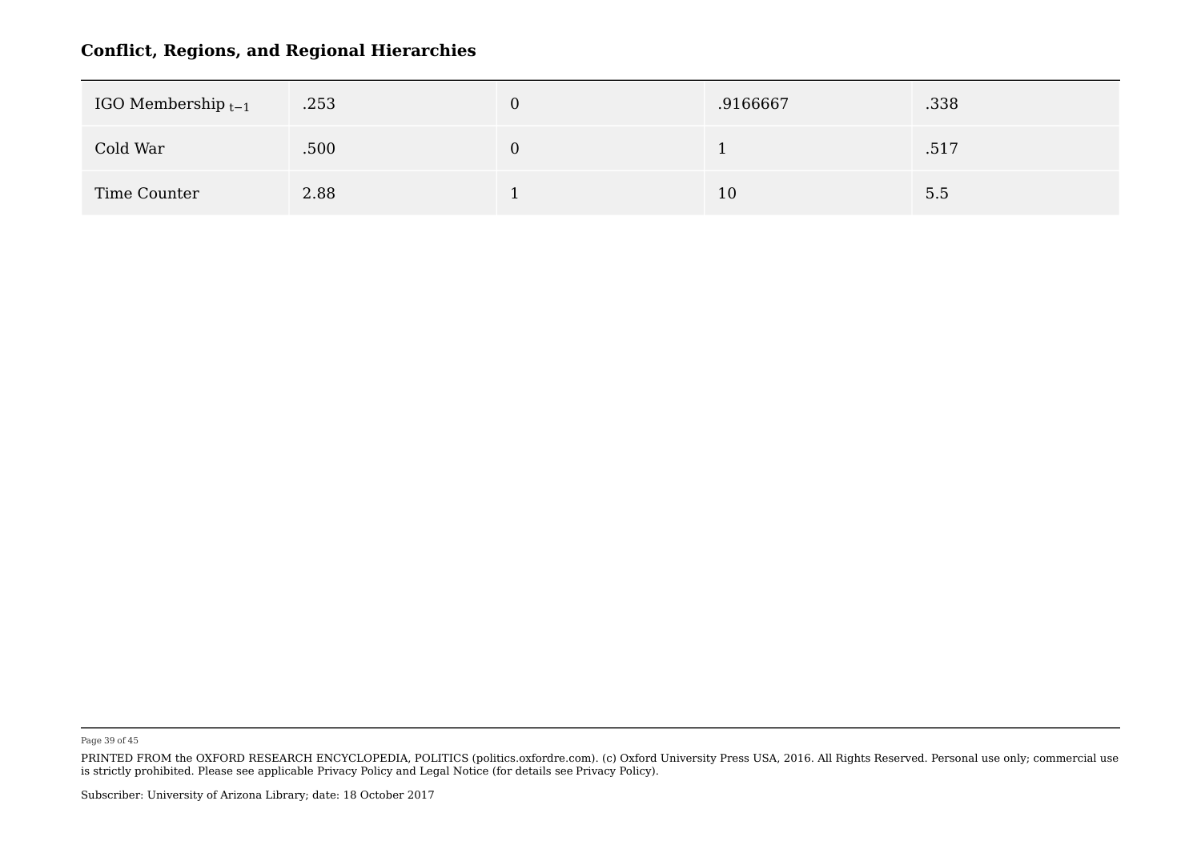| | | | | |
|---|---|---|---|---|
| IGO Membership $_{t-1}$ | .253 | 0 | .9166667 | .338 |
| Cold War | .500 | 0 | 1 | .517 |
| Time Counter | 2.88 | 1 | 10 | 5.5 |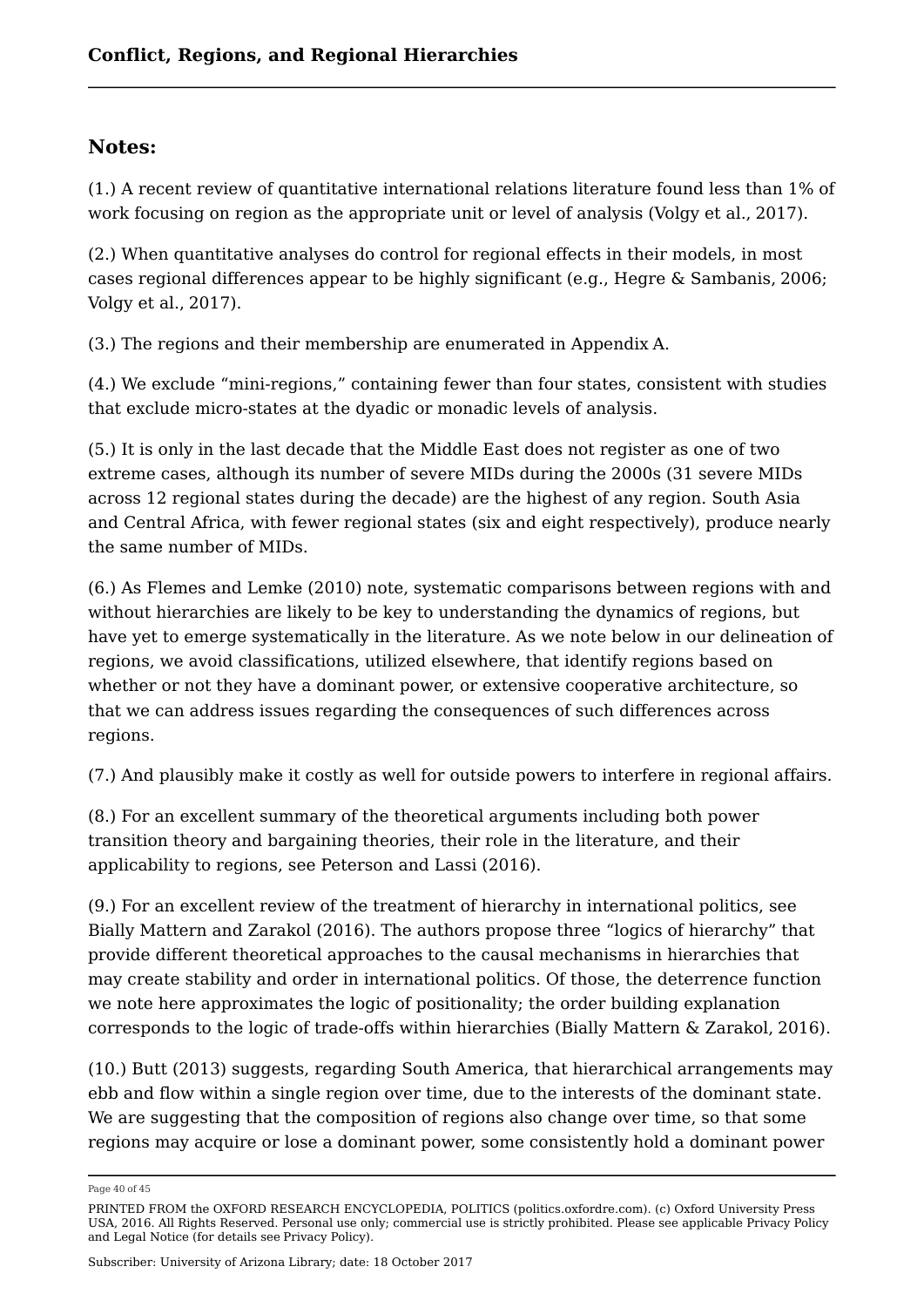## Notes:

(1.) A recent review of quantitative international relations literature found less than 1% of work focusing on region as the appropriate unit or level of analysis (Volgy et al., 2017).

(2.) When quantitative analyses do control for regional effects in their models, in most cases regional differences appear to be highly significant (e.g., Hegre & Sambanis, 2006; Volgy et al., 2017).

(3.) The regions and their membership are enumerated in Appendix A.

(4.) We exclude "mini-regions," containing fewer than four states, consistent with studies that exclude micro-states at the dyadic or monadic levels of analysis.

(5.) It is only in the last decade that the Middle East does not register as one of two extreme cases, although its number of severe MIDs during the 2000s (31 severe MIDs across 12 regional states during the decade) are the highest of any region. South Asia and Central Africa, with fewer regional states (six and eight respectively), produce nearly the same number of MIDs.

(6.) As Flemes and Lemke (2010) note, systematic comparisons between regions with and without hierarchies are likely to be key to understanding the dynamics of regions, but have yet to emerge systematically in the literature. As we note below in our delineation of regions, we avoid classifications, utilized elsewhere, that identify regions based on whether or not they have a dominant power, or extensive cooperative architecture, so that we can address issues regarding the consequences of such differences across regions.

(7.) And plausibly make it costly as well for outside powers to interfere in regional affairs.

(8.) For an excellent summary of the theoretical arguments including both power transition theory and bargaining theories, their role in the literature, and their applicability to regions, see Peterson and Lassi (2016).

(9.) For an excellent review of the treatment of hierarchy in international politics, see Bially Mattern and Zarakol (2016). The authors propose three "logics of hierarchy" that provide different theoretical approaches to the causal mechanisms in hierarchies that may create stability and order in international politics. Of those, the deterrence function we note here approximates the logic of positionality; the order building explanation corresponds to the logic of trade-offs within hierarchies (Bially Mattern & Zarakol, 2016).

(10.) Butt (2013) suggests, regarding South America, that hierarchical arrangements may ebb and flow within a single region over time, due to the interests of the dominant state. We are suggesting that the composition of regions also change over time, so that some regions may acquire or lose a dominant power, some consistently hold a dominant power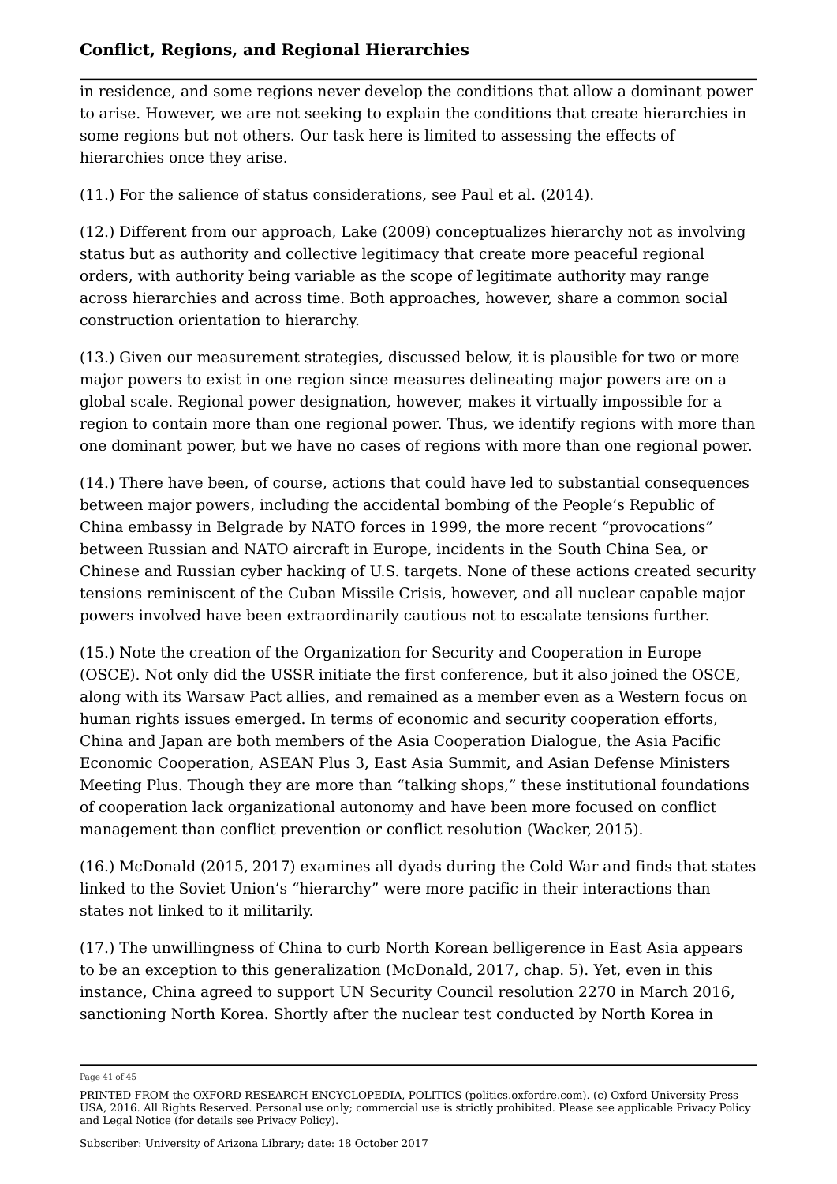in residence, and some regions never develop the conditions that allow a dominant power to arise. However, we are not seeking to explain the conditions that create hierarchies in some regions but not others. Our task here is limited to assessing the effects of hierarchies once they arise.

(11.) For the salience of status considerations, see Paul et al. (2014).

(12.) Different from our approach, Lake (2009) conceptualizes hierarchy not as involving status but as authority and collective legitimacy that create more peaceful regional orders, with authority being variable as the scope of legitimate authority may range across hierarchies and across time. Both approaches, however, share a common social construction orientation to hierarchy.

(13.) Given our measurement strategies, discussed below, it is plausible for two or more major powers to exist in one region since measures delineating major powers are on a global scale. Regional power designation, however, makes it virtually impossible for a region to contain more than one regional power. Thus, we identify regions with more than one dominant power, but we have no cases of regions with more than one regional power.

(14.) There have been, of course, actions that could have led to substantial consequences between major powers, including the accidental bombing of the People's Republic of China embassy in Belgrade by NATO forces in 1999, the more recent "provocations" between Russian and NATO aircraft in Europe, incidents in the South China Sea, or Chinese and Russian cyber hacking of U.S. targets. None of these actions created security tensions reminiscent of the Cuban Missile Crisis, however, and all nuclear capable major powers involved have been extraordinarily cautious not to escalate tensions further.

(15.) Note the creation of the Organization for Security and Cooperation in Europe (OSCE). Not only did the USSR initiate the first conference, but it also joined the OSCE, along with its Warsaw Pact allies, and remained as a member even as a Western focus on human rights issues emerged. In terms of economic and security cooperation efforts, China and Japan are both members of the Asia Cooperation Dialogue, the Asia Pacific Economic Cooperation, ASEAN Plus 3, East Asia Summit, and Asian Defense Ministers Meeting Plus. Though they are more than "talking shops," these institutional foundations of cooperation lack organizational autonomy and have been more focused on conflict management than conflict prevention or conflict resolution (Wacker, 2015).

(16.) McDonald (2015, 2017) examines all dyads during the Cold War and finds that states linked to the Soviet Union's "hierarchy" were more pacific in their interactions than states not linked to it militarily.

(17.) The unwillingness of China to curb North Korean belligerence in East Asia appears to be an exception to this generalization (McDonald, 2017, chap. 5). Yet, even in this instance, China agreed to support UN Security Council resolution 2270 in March 2016, sanctioning North Korea. Shortly after the nuclear test conducted by North Korea in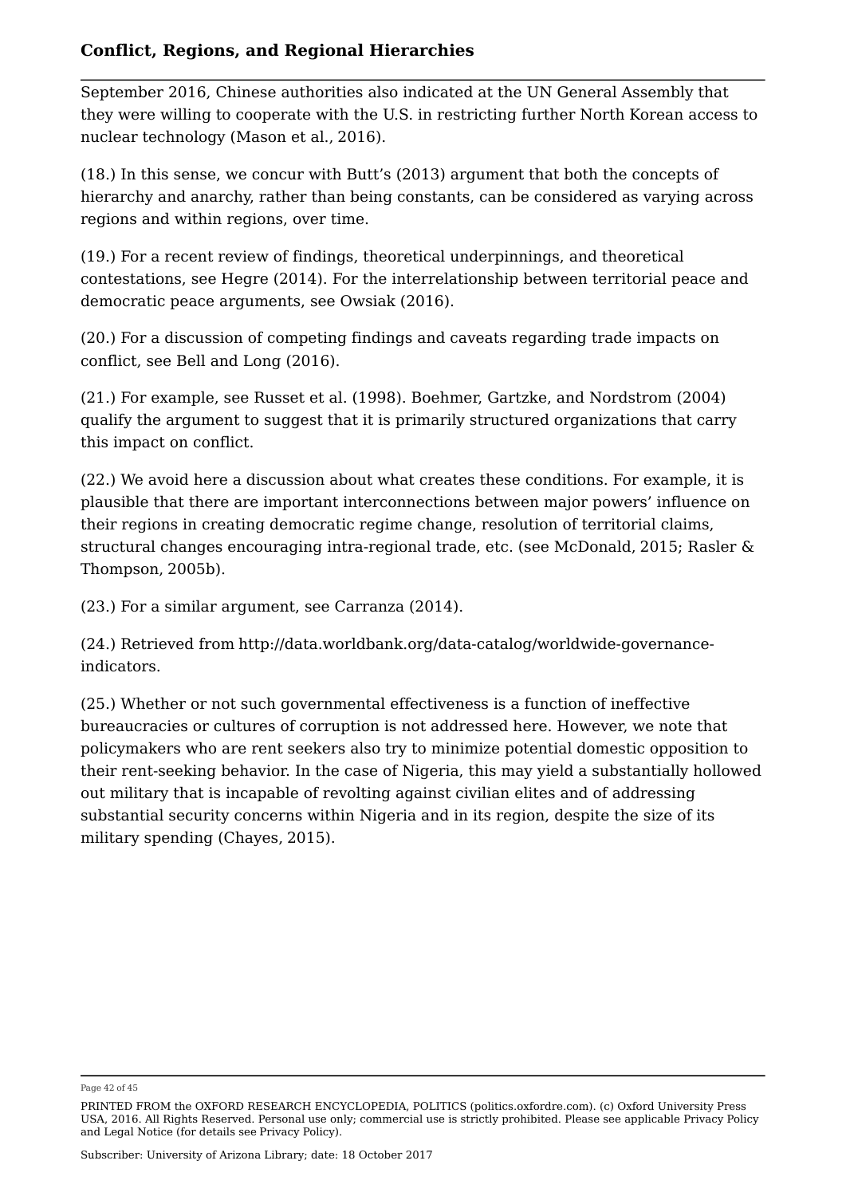September 2016, Chinese authorities also indicated at the UN General Assembly that they were willing to cooperate with the U.S. in restricting further North Korean access to nuclear technology (Mason et al., 2016).

(18.) In this sense, we concur with Butt's (2013) argument that both the concepts of hierarchy and anarchy, rather than being constants, can be considered as varying across regions and within regions, over time.

(19.) For a recent review of findings, theoretical underpinnings, and theoretical contestations, see Hegre (2014). For the interrelationship between territorial peace and democratic peace arguments, see Owsiak (2016).

(20.) For a discussion of competing findings and caveats regarding trade impacts on conflict, see Bell and Long (2016).

(21.) For example, see Russet et al. (1998). Boehmer, Gartzke, and Nordstrom (2004) qualify the argument to suggest that it is primarily structured organizations that carry this impact on conflict.

(22.) We avoid here a discussion about what creates these conditions. For example, it is plausible that there are important interconnections between major powers' influence on their regions in creating democratic regime change, resolution of territorial claims, structural changes encouraging intra-regional trade, etc. (see McDonald, 2015; Rasler & Thompson, 2005b).

(23.) For a similar argument, see Carranza (2014).

(24.) Retrieved from http://data.worldbank.org/data-catalog/worldwide-governance-indicators.

(25.) Whether or not such governmental effectiveness is a function of ineffective bureaucracies or cultures of corruption is not addressed here. However, we note that policymakers who are rent seekers also try to minimize potential domestic opposition to their rent-seeking behavior. In the case of Nigeria, this may yield a substantially hollowed out military that is incapable of revolting against civilian elites and of addressing substantial security concerns within Nigeria and in its region, despite the size of its military spending (Chayes, 2015).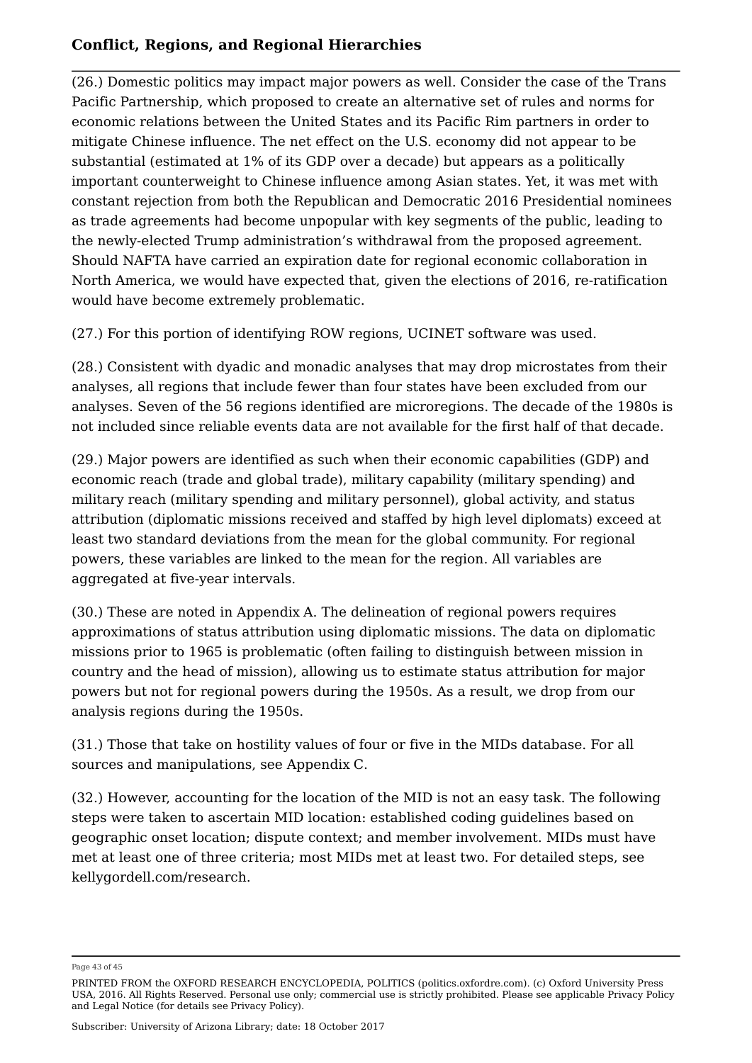(26.) Domestic politics may impact major powers as well. Consider the case of the Trans Pacific Partnership, which proposed to create an alternative set of rules and norms for economic relations between the United States and its Pacific Rim partners in order to mitigate Chinese influence. The net effect on the U.S. economy did not appear to be substantial (estimated at 1% of its GDP over a decade) but appears as a politically important counterweight to Chinese influence among Asian states. Yet, it was met with constant rejection from both the Republican and Democratic 2016 Presidential nominees as trade agreements had become unpopular with key segments of the public, leading to the newly-elected Trump administration's withdrawal from the proposed agreement. Should NAFTA have carried an expiration date for regional economic collaboration in North America, we would have expected that, given the elections of 2016, re-ratification would have become extremely problematic.

(27.) For this portion of identifying ROW regions, UCINET software was used.

(28.) Consistent with dyadic and monadic analyses that may drop microstates from their analyses, all regions that include fewer than four states have been excluded from our analyses. Seven of the 56 regions identified are microregions. The decade of the 1980s is not included since reliable events data are not available for the first half of that decade.

(29.) Major powers are identified as such when their economic capabilities (GDP) and economic reach (trade and global trade), military capability (military spending) and military reach (military spending and military personnel), global activity, and status attribution (diplomatic missions received and staffed by high level diplomats) exceed at least two standard deviations from the mean for the global community. For regional powers, these variables are linked to the mean for the region. All variables are aggregated at five-year intervals.

(30.) These are noted in Appendix A. The delineation of regional powers requires approximations of status attribution using diplomatic missions. The data on diplomatic missions prior to 1965 is problematic (often failing to distinguish between mission in country and the head of mission), allowing us to estimate status attribution for major powers but not for regional powers during the 1950s. As a result, we drop from our analysis regions during the 1950s.

(31.) Those that take on hostility values of four or five in the MIDs database. For all sources and manipulations, see Appendix C.

(32.) However, accounting for the location of the MID is not an easy task. The following steps were taken to ascertain MID location: established coding guidelines based on geographic onset location; dispute context; and member involvement. MIDs must have met at least one of three criteria; most MIDs met at least two. For detailed steps, see kellygordell.com/research.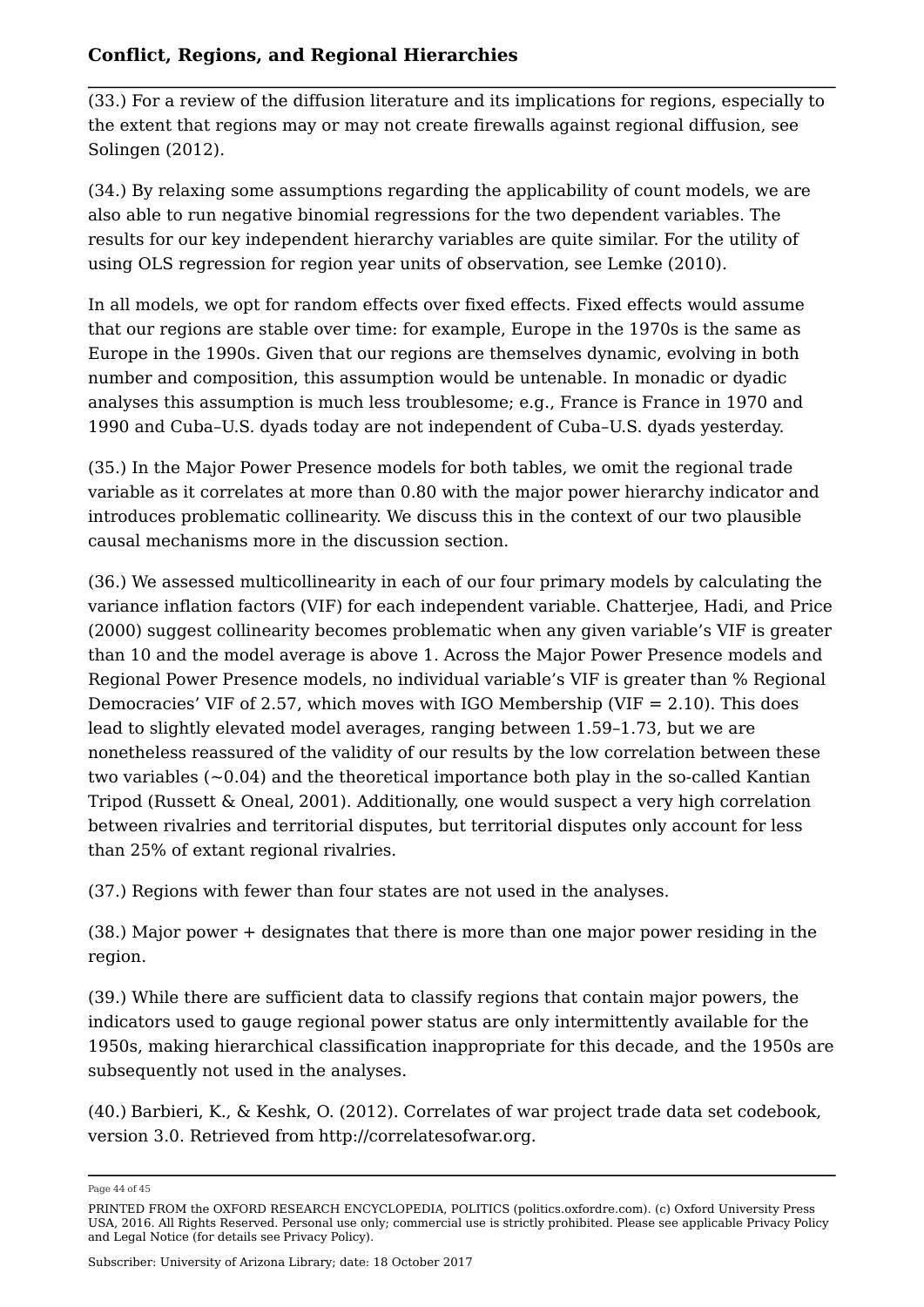(33.) For a review of the diffusion literature and its implications for regions, especially to the extent that regions may or may not create firewalls against regional diffusion, see Solingen (2012).

(34.) By relaxing some assumptions regarding the applicability of count models, we are also able to run negative binomial regressions for the two dependent variables. The results for our key independent hierarchy variables are quite similar. For the utility of using OLS regression for region year units of observation, see Lemke (2010).

In all models, we opt for random effects over fixed effects. Fixed effects would assume that our regions are stable over time: for example, Europe in the 1970s is the same as Europe in the 1990s. Given that our regions are themselves dynamic, evolving in both number and composition, this assumption would be untenable. In monadic or dyadic analyses this assumption is much less troublesome; e.g., France is France in 1970 and 1990 and Cuba–U.S. dyads today are not independent of Cuba–U.S. dyads yesterday.

(35.) In the Major Power Presence models for both tables, we omit the regional trade variable as it correlates at more than 0.80 with the major power hierarchy indicator and introduces problematic collinearity. We discuss this in the context of our two plausible causal mechanisms more in the discussion section.

(36.) We assessed multicollinearity in each of our four primary models by calculating the variance inflation factors (VIF) for each independent variable. Chatterjee, Hadi, and Price (2000) suggest collinearity becomes problematic when any given variable's VIF is greater than 10 and the model average is above 1. Across the Major Power Presence models and Regional Power Presence models, no individual variable's VIF is greater than % Regional Democracies' VIF of 2.57, which moves with IGO Membership (VIF = 2.10). This does lead to slightly elevated model averages, ranging between 1.59–1.73, but we are nonetheless reassured of the validity of our results by the low correlation between these two variables (~0.04) and the theoretical importance both play in the so-called Kantian Tripod (Russett & Oneal, 2001). Additionally, one would suspect a very high correlation between rivalries and territorial disputes, but territorial disputes only account for less than 25% of extant regional rivalries.

(37.) Regions with fewer than four states are not used in the analyses.

(38.) Major power + designates that there is more than one major power residing in the region.

(39.) While there are sufficient data to classify regions that contain major powers, the indicators used to gauge regional power status are only intermittently available for the 1950s, making hierarchical classification inappropriate for this decade, and the 1950s are subsequently not used in the analyses.

(40.) Barbieri, K., & Keshk, O. (2012). Correlates of war project trade data set codebook, version 3.0. Retrieved from http://correlatesofwar.org.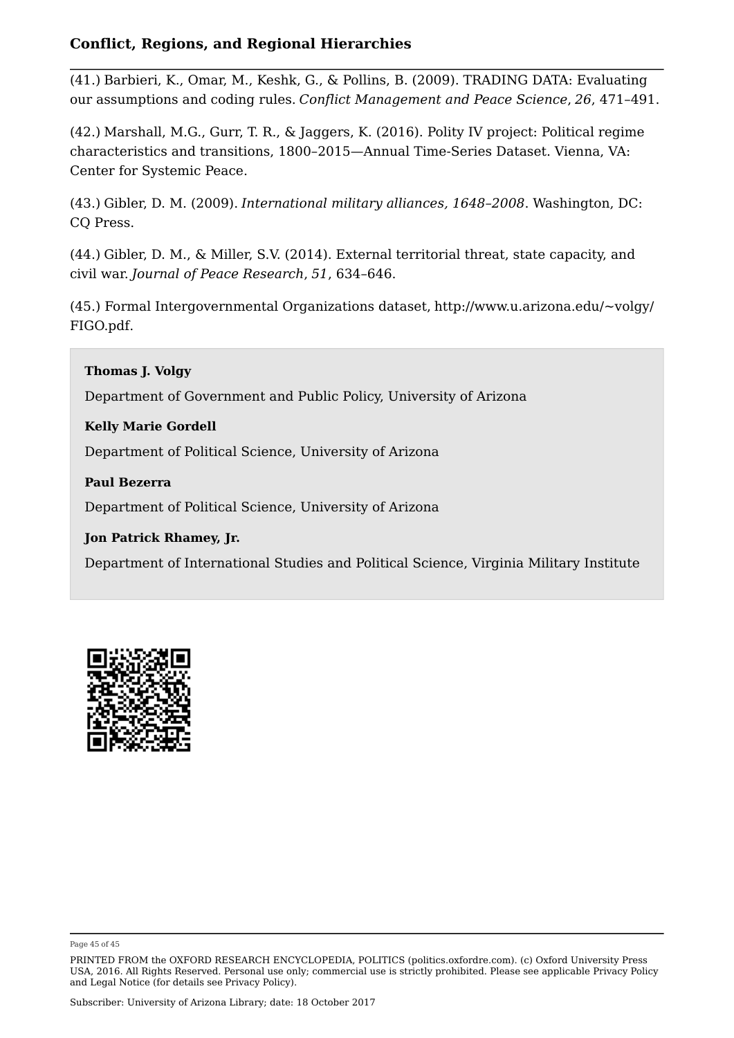(41.) Barbieri, K., Omar, M., Keshk, G., & Pollins, B. (2009). TRADING DATA: Evaluating our assumptions and coding rules. *Conflict Management and Peace Science*, *26*, 471–491.

(42.) Marshall, M.G., Gurr, T. R., & Jaggers, K. (2016). Polity IV project: Political regime characteristics and transitions, 1800–2015—Annual Time-Series Dataset. Vienna, VA: Center for Systemic Peace.

(43.) Gibler, D. M. (2009). *International military alliances, 1648–2008*. Washington, DC: CQ Press.

(44.) Gibler, D. M., & Miller, S.V. (2014). External territorial threat, state capacity, and civil war. *Journal of Peace Research*, *51*, 634–646.

(45.) Formal Intergovernmental Organizations dataset, http://www.u.arizona.edu/~volgy/FIGO.pdf.

**Thomas J. Volgy**

Department of Government and Public Policy, University of Arizona

**Kelly Marie Gordell**

Department of Political Science, University of Arizona

**Paul Bezerra**

Department of Political Science, University of Arizona

**Jon Patrick Rhamey, Jr.**

Department of International Studies and Political Science, Virginia Military Institute